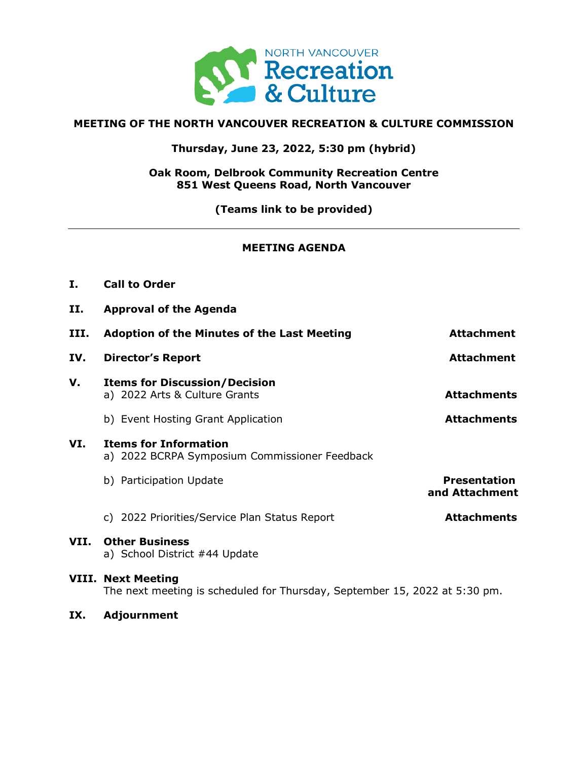NORTH VANCOUVER Recreation & Culture

# MEETING OF THE NORTH VANCOUVER RECREATION & CULTURE COMMISSION

**Thursday, June 23, 2022, 5:30 pm (hybrid)**

**Oak Room, Delbrook Community Recreation Centre**
**851 West Queens Road, North Vancouver**

**(Teams link to be provided)**

---

## MEETING AGENDA

**I. Call to Order**

**II. Approval of the Agenda**

**III. Adoption of the Minutes of the Last Meeting** — **Attachment**

**IV. Director's Report** — **Attachment**

**V. Items for Discussion/Decision**

a) 2022 Arts & Culture Grants — **Attachments**

b) Event Hosting Grant Application — **Attachments**

**VI. Items for Information**

a) 2022 BCRPA Symposium Commissioner Feedback

b) Participation Update — **Presentation and Attachment**

c) 2022 Priorities/Service Plan Status Report — **Attachments**

**VII. Other Business**

a) School District #44 Update

**VIII. Next Meeting**

The next meeting is scheduled for Thursday, September 15, 2022 at 5:30 pm.

**IX. Adjournment**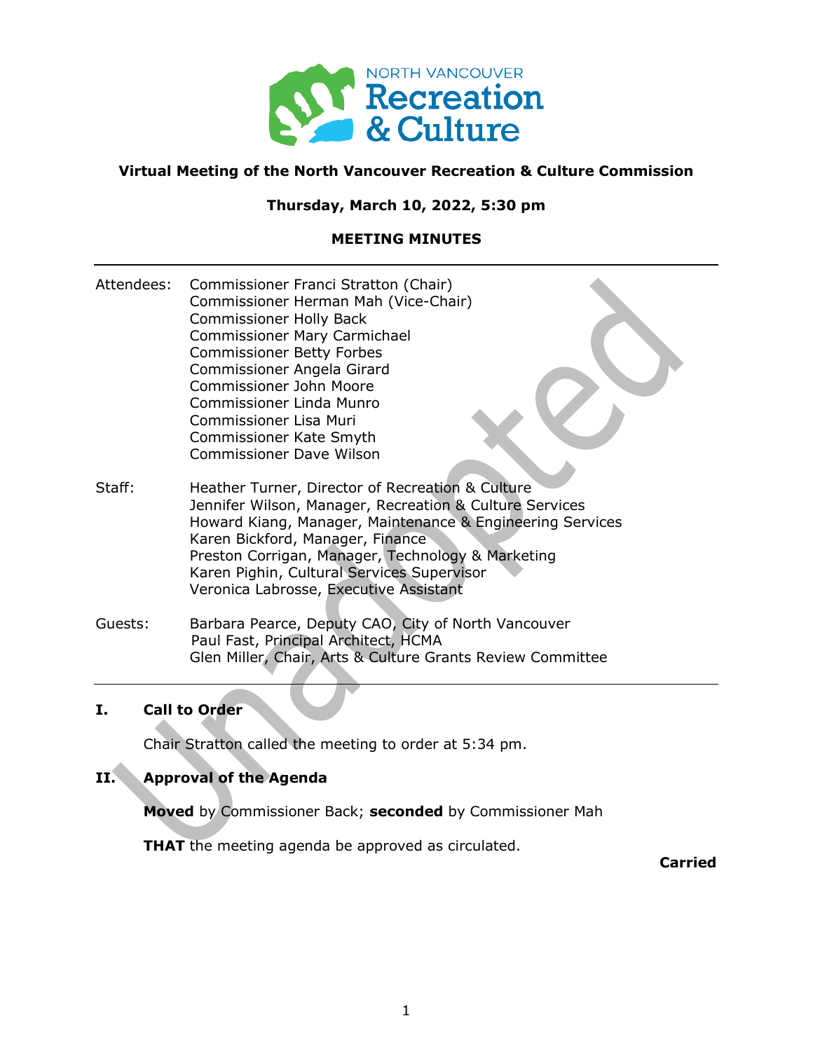**Virtual Meeting of the North Vancouver Recreation & Culture Commission**

**Thursday, March 10, 2022, 5:30 pm**

**MEETING MINUTES**

---

Attendees:
- Commissioner Franci Stratton (Chair)
- Commissioner Herman Mah (Vice-Chair)
- Commissioner Holly Back
- Commissioner Mary Carmichael
- Commissioner Betty Forbes
- Commissioner Angela Girard
- Commissioner John Moore
- Commissioner Linda Munro
- Commissioner Lisa Muri
- Commissioner Kate Smyth
- Commissioner Dave Wilson

Staff:
- Heather Turner, Director of Recreation & Culture
- Jennifer Wilson, Manager, Recreation & Culture Services
- Howard Kiang, Manager, Maintenance & Engineering Services
- Karen Bickford, Manager, Finance
- Preston Corrigan, Manager, Technology & Marketing
- Karen Pighin, Cultural Services Supervisor
- Veronica Labrosse, Executive Assistant

Guests:
- Barbara Pearce, Deputy CAO, City of North Vancouver
- Paul Fast, Principal Architect, HCMA
- Glen Miller, Chair, Arts & Culture Grants Review Committee

---

## I. Call to Order

Chair Stratton called the meeting to order at 5:34 pm.

## II. Approval of the Agenda

**Moved** by Commissioner Back; **seconded** by Commissioner Mah

**THAT** the meeting agenda be approved as circulated.

**Carried**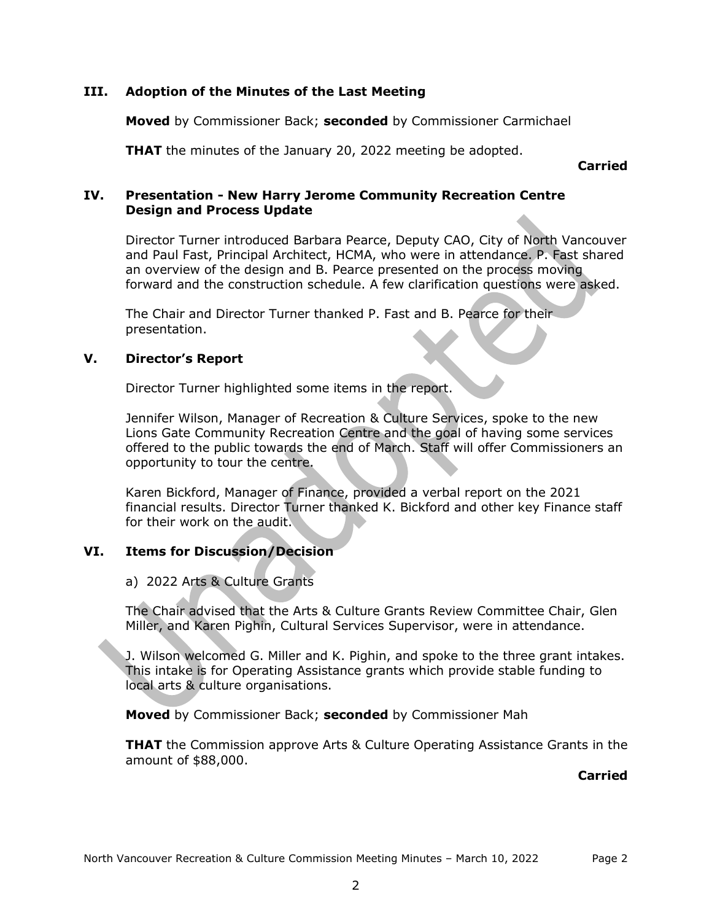## III. Adoption of the Minutes of the Last Meeting

**Moved** by Commissioner Back; **seconded** by Commissioner Carmichael

**THAT** the minutes of the January 20, 2022 meeting be adopted.

**Carried**

## IV. Presentation - New Harry Jerome Community Recreation Centre Design and Process Update

Director Turner introduced Barbara Pearce, Deputy CAO, City of North Vancouver and Paul Fast, Principal Architect, HCMA, who were in attendance. P. Fast shared an overview of the design and B. Pearce presented on the process moving forward and the construction schedule. A few clarification questions were asked.

The Chair and Director Turner thanked P. Fast and B. Pearce for their presentation.

## V. Director's Report

Director Turner highlighted some items in the report.

Jennifer Wilson, Manager of Recreation & Culture Services, spoke to the new Lions Gate Community Recreation Centre and the goal of having some services offered to the public towards the end of March. Staff will offer Commissioners an opportunity to tour the centre.

Karen Bickford, Manager of Finance, provided a verbal report on the 2021 financial results. Director Turner thanked K. Bickford and other key Finance staff for their work on the audit.

## VI. Items for Discussion/Decision

a) 2022 Arts & Culture Grants

The Chair advised that the Arts & Culture Grants Review Committee Chair, Glen Miller, and Karen Pighin, Cultural Services Supervisor, were in attendance.

J. Wilson welcomed G. Miller and K. Pighin, and spoke to the three grant intakes. This intake is for Operating Assistance grants which provide stable funding to local arts & culture organisations.

**Moved** by Commissioner Back; **seconded** by Commissioner Mah

**THAT** the Commission approve Arts & Culture Operating Assistance Grants in the amount of $88,000.

**Carried**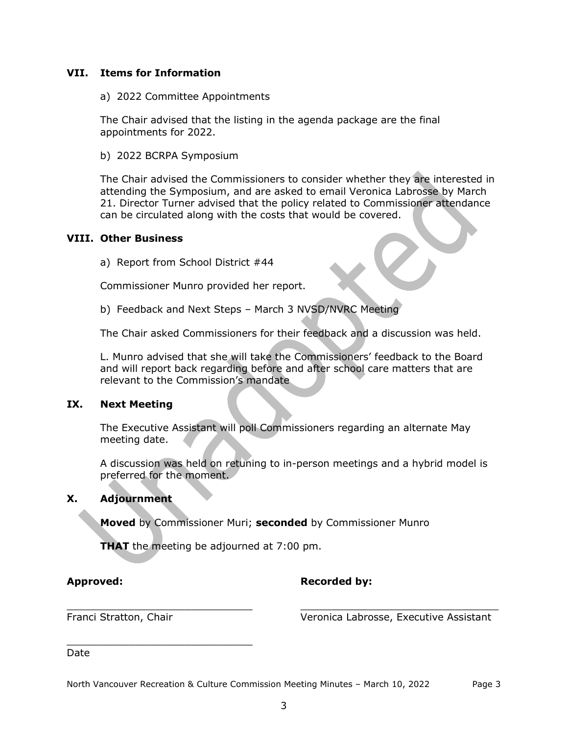## VII. Items for Information

a) 2022 Committee Appointments

The Chair advised that the listing in the agenda package are the final appointments for 2022.

b) 2022 BCRPA Symposium

The Chair advised the Commissioners to consider whether they are interested in attending the Symposium, and are asked to email Veronica Labrosse by March 21. Director Turner advised that the policy related to Commissioner attendance can be circulated along with the costs that would be covered.

## VIII. Other Business

a) Report from School District #44

Commissioner Munro provided her report.

b) Feedback and Next Steps – March 3 NVSD/NVRC Meeting

The Chair asked Commissioners for their feedback and a discussion was held.

L. Munro advised that she will take the Commissioners' feedback to the Board and will report back regarding before and after school care matters that are relevant to the Commission's mandate

## IX. Next Meeting

The Executive Assistant will poll Commissioners regarding an alternate May meeting date.

A discussion was held on retuning to in-person meetings and a hybrid model is preferred for the moment.

## X. Adjournment

**Moved** by Commissioner Muri; **seconded** by Commissioner Munro

**THAT** the meeting be adjourned at 7:00 pm.

**Approved:**

\_\_\_\_\_\_\_\_\_\_\_\_\_\_\_\_\_\_\_\_\_\_\_\_\_\_\_\_\_\_
Franci Stratton, Chair

\_\_\_\_\_\_\_\_\_\_\_\_\_\_\_\_\_\_\_\_\_\_\_\_\_\_\_\_\_\_
Date

**Recorded by:**

\_\_\_\_\_\_\_\_\_\_\_\_\_\_\_\_\_\_\_\_\_\_\_\_\_\_\_\_\_\_
Veronica Labrosse, Executive Assistant

Unadopted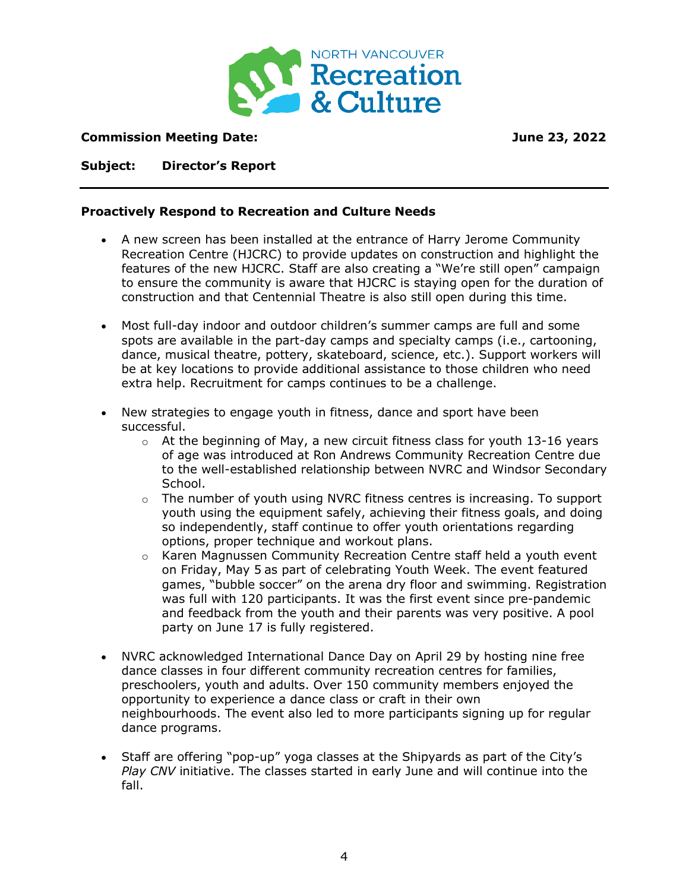**Commission Meeting Date:** **June 23, 2022**

**Subject: Director's Report**

---

**Proactively Respond to Recreation and Culture Needs**

- A new screen has been installed at the entrance of Harry Jerome Community Recreation Centre (HJCRC) to provide updates on construction and highlight the features of the new HJCRC. Staff are also creating a "We're still open" campaign to ensure the community is aware that HJCRC is staying open for the duration of construction and that Centennial Theatre is also still open during this time.

- Most full-day indoor and outdoor children's summer camps are full and some spots are available in the part-day camps and specialty camps (i.e., cartooning, dance, musical theatre, pottery, skateboard, science, etc.). Support workers will be at key locations to provide additional assistance to those children who need extra help. Recruitment for camps continues to be a challenge.

- New strategies to engage youth in fitness, dance and sport have been successful.
  - At the beginning of May, a new circuit fitness class for youth 13-16 years of age was introduced at Ron Andrews Community Recreation Centre due to the well-established relationship between NVRC and Windsor Secondary School.
  - The number of youth using NVRC fitness centres is increasing. To support youth using the equipment safely, achieving their fitness goals, and doing so independently, staff continue to offer youth orientations regarding options, proper technique and workout plans.
  - Karen Magnussen Community Recreation Centre staff held a youth event on Friday, May 5 as part of celebrating Youth Week. The event featured games, "bubble soccer" on the arena dry floor and swimming. Registration was full with 120 participants. It was the first event since pre-pandemic and feedback from the youth and their parents was very positive. A pool party on June 17 is fully registered.

- NVRC acknowledged International Dance Day on April 29 by hosting nine free dance classes in four different community recreation centres for families, preschoolers, youth and adults. Over 150 community members enjoyed the opportunity to experience a dance class or craft in their own neighbourhoods. The event also led to more participants signing up for regular dance programs.

- Staff are offering "pop-up" yoga classes at the Shipyards as part of the City's *Play CNV* initiative. The classes started in early June and will continue into the fall.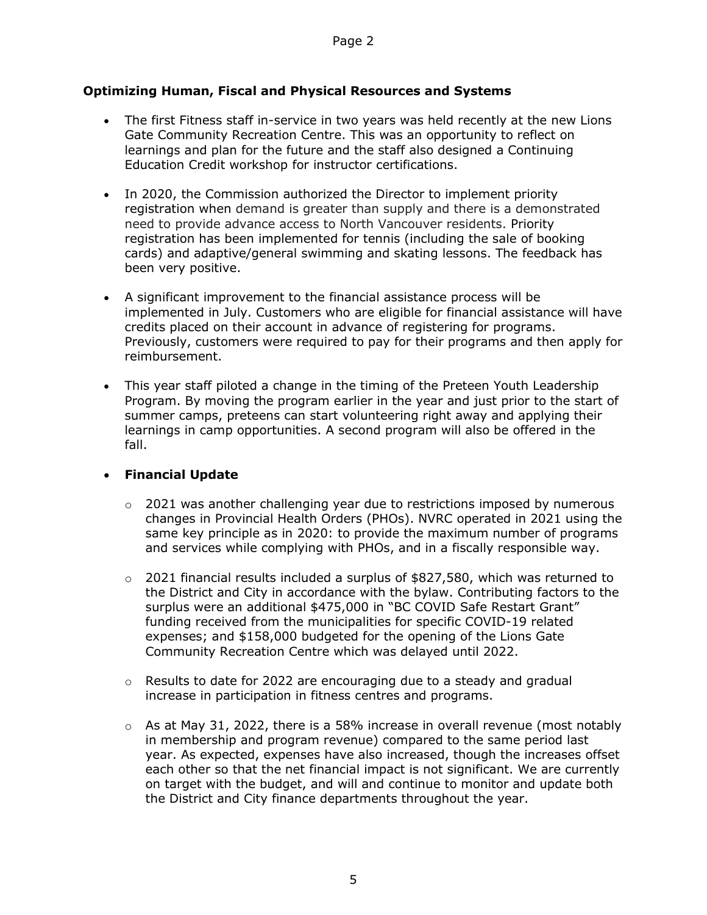**Optimizing Human, Fiscal and Physical Resources and Systems**

- The first Fitness staff in-service in two years was held recently at the new Lions Gate Community Recreation Centre. This was an opportunity to reflect on learnings and plan for the future and the staff also designed a Continuing Education Credit workshop for instructor certifications.

- In 2020, the Commission authorized the Director to implement priority registration when demand is greater than supply and there is a demonstrated need to provide advance access to North Vancouver residents. Priority registration has been implemented for tennis (including the sale of booking cards) and adaptive/general swimming and skating lessons. The feedback has been very positive.

- A significant improvement to the financial assistance process will be implemented in July. Customers who are eligible for financial assistance will have credits placed on their account in advance of registering for programs. Previously, customers were required to pay for their programs and then apply for reimbursement.

- This year staff piloted a change in the timing of the Preteen Youth Leadership Program. By moving the program earlier in the year and just prior to the start of summer camps, preteens can start volunteering right away and applying their learnings in camp opportunities. A second program will also be offered in the fall.

- **Financial Update**

  - 2021 was another challenging year due to restrictions imposed by numerous changes in Provincial Health Orders (PHOs). NVRC operated in 2021 using the same key principle as in 2020: to provide the maximum number of programs and services while complying with PHOs, and in a fiscally responsible way.

  - 2021 financial results included a surplus of $827,580, which was returned to the District and City in accordance with the bylaw. Contributing factors to the surplus were an additional $475,000 in "BC COVID Safe Restart Grant" funding received from the municipalities for specific COVID-19 related expenses; and $158,000 budgeted for the opening of the Lions Gate Community Recreation Centre which was delayed until 2022.

  - Results to date for 2022 are encouraging due to a steady and gradual increase in participation in fitness centres and programs.

  - As at May 31, 2022, there is a 58% increase in overall revenue (most notably in membership and program revenue) compared to the same period last year. As expected, expenses have also increased, though the increases offset each other so that the net financial impact is not significant. We are currently on target with the budget, and will and continue to monitor and update both the District and City finance departments throughout the year.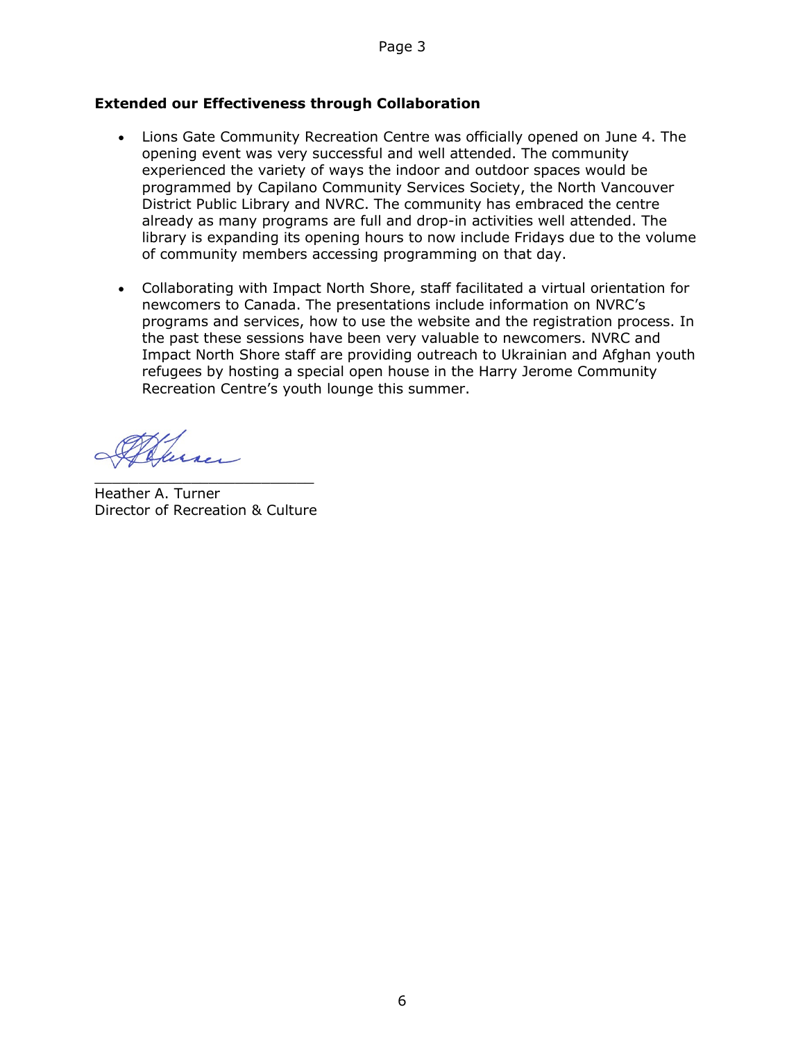**Extended our Effectiveness through Collaboration**

- Lions Gate Community Recreation Centre was officially opened on June 4. The opening event was very successful and well attended. The community experienced the variety of ways the indoor and outdoor spaces would be programmed by Capilano Community Services Society, the North Vancouver District Public Library and NVRC. The community has embraced the centre already as many programs are full and drop-in activities well attended. The library is expanding its opening hours to now include Fridays due to the volume of community members accessing programming on that day.

- Collaborating with Impact North Shore, staff facilitated a virtual orientation for newcomers to Canada. The presentations include information on NVRC's programs and services, how to use the website and the registration process. In the past these sessions have been very valuable to newcomers. NVRC and Impact North Shore staff are providing outreach to Ukrainian and Afghan youth refugees by hosting a special open house in the Harry Jerome Community Recreation Centre's youth lounge this summer.

_________________________
Heather A. Turner
Director of Recreation & Culture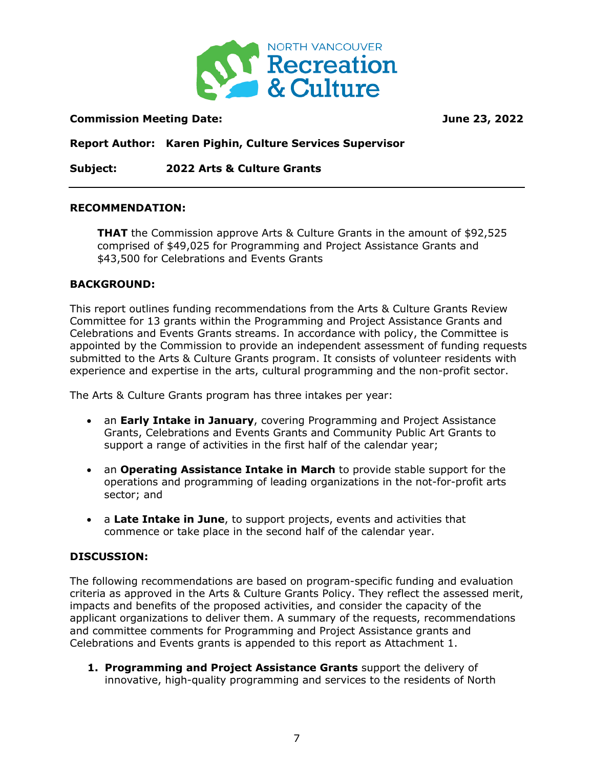**Commission Meeting Date:** **June 23, 2022**

**Report Author:** **Karen Pighin, Culture Services Supervisor**

**Subject:** **2022 Arts & Culture Grants**

---

**RECOMMENDATION:**

> **THAT** the Commission approve Arts & Culture Grants in the amount of $92,525 comprised of $49,025 for Programming and Project Assistance Grants and $43,500 for Celebrations and Events Grants

**BACKGROUND:**

This report outlines funding recommendations from the Arts & Culture Grants Review Committee for 13 grants within the Programming and Project Assistance Grants and Celebrations and Events Grants streams. In accordance with policy, the Committee is appointed by the Commission to provide an independent assessment of funding requests submitted to the Arts & Culture Grants program. It consists of volunteer residents with experience and expertise in the arts, cultural programming and the non-profit sector.

The Arts & Culture Grants program has three intakes per year:

- an **Early Intake in January**, covering Programming and Project Assistance Grants, Celebrations and Events Grants and Community Public Art Grants to support a range of activities in the first half of the calendar year;
- an **Operating Assistance Intake in March** to provide stable support for the operations and programming of leading organizations in the not-for-profit arts sector; and
- a **Late Intake in June**, to support projects, events and activities that commence or take place in the second half of the calendar year.

**DISCUSSION:**

The following recommendations are based on program-specific funding and evaluation criteria as approved in the Arts & Culture Grants Policy. They reflect the assessed merit, impacts and benefits of the proposed activities, and consider the capacity of the applicant organizations to deliver them. A summary of the requests, recommendations and committee comments for Programming and Project Assistance grants and Celebrations and Events grants is appended to this report as Attachment 1.

1. **Programming and Project Assistance Grants** support the delivery of innovative, high-quality programming and services to the residents of North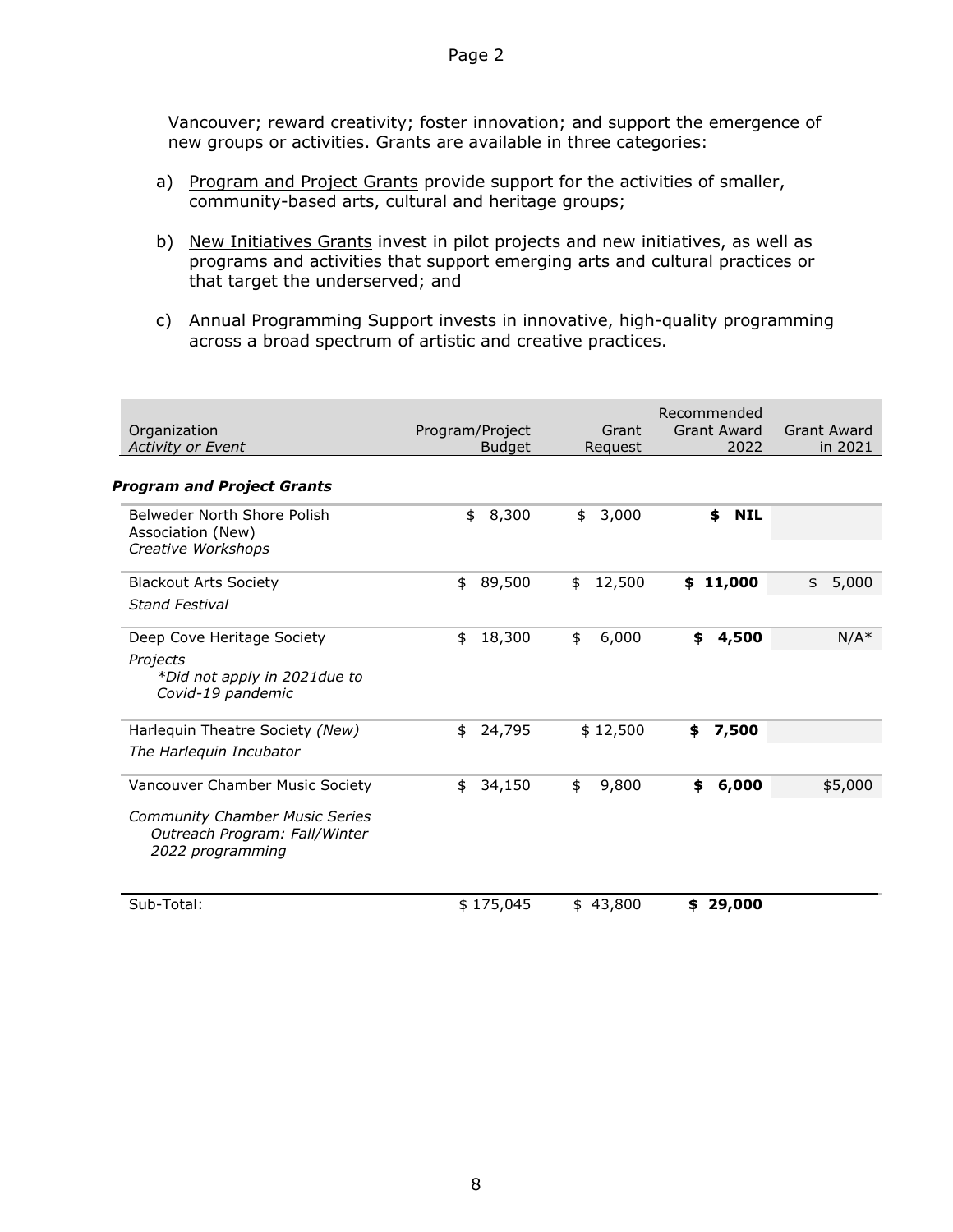Vancouver; reward creativity; foster innovation; and support the emergence of new groups or activities. Grants are available in three categories:

a) Program and Project Grants provide support for the activities of smaller, community-based arts, cultural and heritage groups;

b) New Initiatives Grants invest in pilot projects and new initiatives, as well as programs and activities that support emerging arts and cultural practices or that target the underserved; and

c) Annual Programming Support invests in innovative, high-quality programming across a broad spectrum of artistic and creative practices.

| Organization<br>*Activity or Event* | Program/Project Budget | Grant Request | Recommended Grant Award 2022 | Grant Award in 2021 |
|---|---|---|---|---|
| ***Program and Project Grants*** | | | | |
| Belweder North Shore Polish Association (New)<br>*Creative Workshops* | $ 8,300 | $ 3,000 | **$ NIL** | |
| Blackout Arts Society<br>*Stand Festival* | $ 89,500 | $ 12,500 | **$ 11,000** | $ 5,000 |
| Deep Cove Heritage Society<br>*Projects*<br>*\*Did not apply in 2021due to Covid-19 pandemic* | $ 18,300 | $ 6,000 | **$ 4,500** | N/A* |
| Harlequin Theatre Society *(New)*<br>*The Harlequin Incubator* | $ 24,795 | $ 12,500 | **$ 7,500** | |
| Vancouver Chamber Music Society<br>*Community Chamber Music Series Outreach Program: Fall/Winter 2022 programming* | $ 34,150 | $ 9,800 | **$ 6,000** | $5,000 |
| Sub-Total: | $ 175,045 | $ 43,800 | **$ 29,000** | |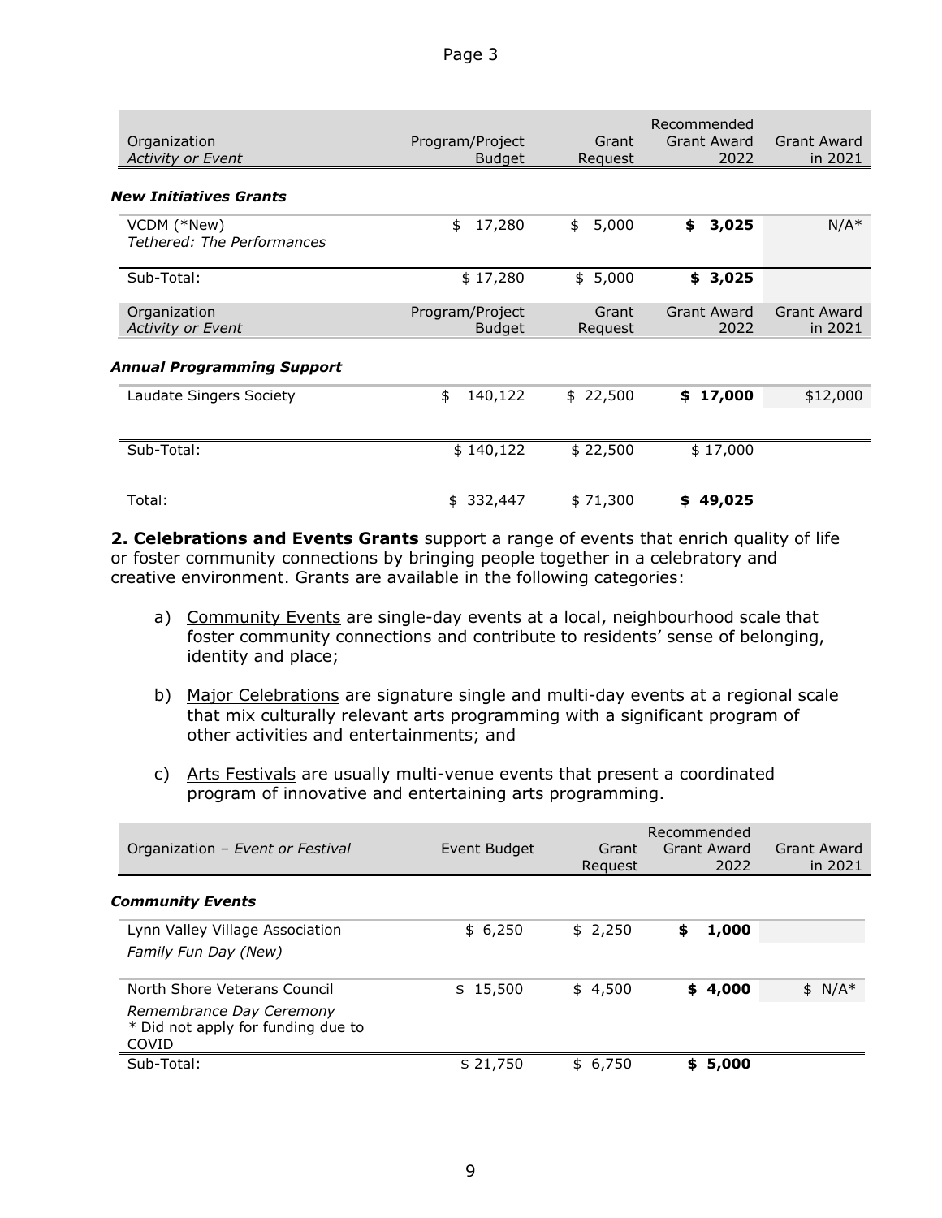| Organization *Activity or Event* | Program/Project Budget | Grant Request | Recommended Grant Award 2022 | Grant Award in 2021 |
|---|---|---|---|---|
| ***New Initiatives Grants*** | | | | |
| VCDM (*New) *Tethered: The Performances* | $ 17,280 | $ 5,000 | **$ 3,025** | N/A* |
| Sub-Total: | $ 17,280 | $ 5,000 | **$ 3,025** | |

| Organization *Activity or Event* | Program/Project Budget | Grant Request | Grant Award 2022 | Grant Award in 2021 |
|---|---|---|---|---|
| ***Annual Programming Support*** | | | | |
| Laudate Singers Society | $ 140,122 | $ 22,500 | **$ 17,000** | $12,000 |
| Sub-Total: | $ 140,122 | $ 22,500 | $ 17,000 | |
| Total: | $ 332,447 | $ 71,300 | **$ 49,025** | |

**2. Celebrations and Events Grants** support a range of events that enrich quality of life or foster community connections by bringing people together in a celebratory and creative environment. Grants are available in the following categories:

a) Community Events are single-day events at a local, neighbourhood scale that foster community connections and contribute to residents' sense of belonging, identity and place;

b) Major Celebrations are signature single and multi-day events at a regional scale that mix culturally relevant arts programming with a significant program of other activities and entertainments; and

c) Arts Festivals are usually multi-venue events that present a coordinated program of innovative and entertaining arts programming.

| Organization – *Event or Festival* | Event Budget | Grant Request | Recommended Grant Award 2022 | Grant Award in 2021 |
|---|---|---|---|---|
| ***Community Events*** | | | | |
| Lynn Valley Village Association *Family Fun Day (New)* | $ 6,250 | $ 2,250 | **$ 1,000** | |
| North Shore Veterans Council *Remembrance Day Ceremony* * Did not apply for funding due to COVID | $ 15,500 | $ 4,500 | **$ 4,000** | $ N/A* |
| Sub-Total: | $ 21,750 | $ 6,750 | **$ 5,000** | |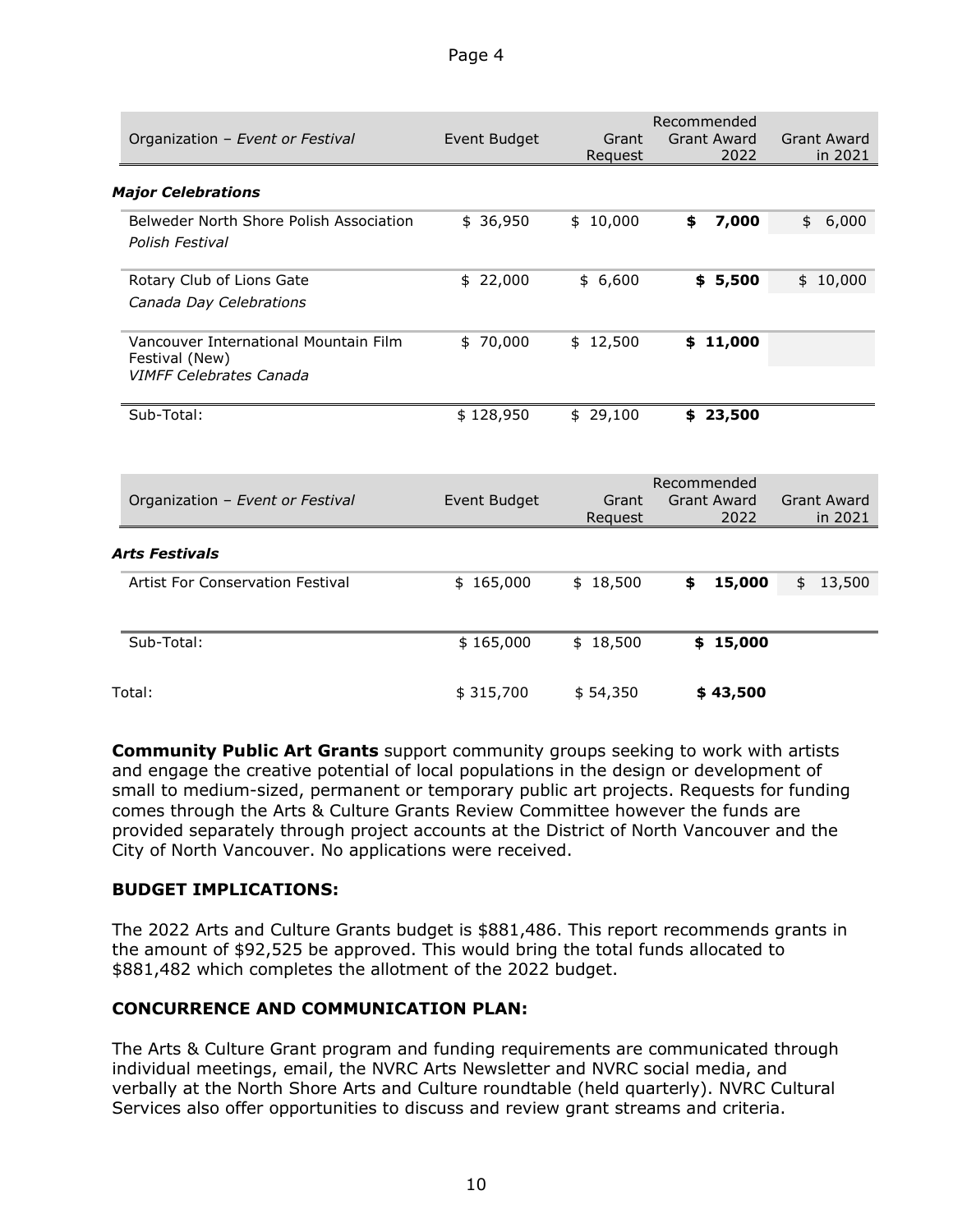| Organization – *Event or Festival* | Event Budget | Grant Request | Recommended Grant Award 2022 | Grant Award in 2021 |
|---|---|---|---|---|
| ***Major Celebrations*** | | | | |
| Belweder North Shore Polish Association *Polish Festival* | $ 36,950 | $ 10,000 | **$ 7,000** | $ 6,000 |
| Rotary Club of Lions Gate *Canada Day Celebrations* | $ 22,000 | $ 6,600 | **$ 5,500** | $ 10,000 |
| Vancouver International Mountain Film Festival (New) *VIMFF Celebrates Canada* | $ 70,000 | $ 12,500 | **$ 11,000** | |
| Sub-Total: | $ 128,950 | $ 29,100 | **$ 23,500** | |

| Organization – *Event or Festival* | Event Budget | Grant Request | Recommended Grant Award 2022 | Grant Award in 2021 |
|---|---|---|---|---|
| ***Arts Festivals*** | | | | |
| Artist For Conservation Festival | $ 165,000 | $ 18,500 | **$ 15,000** | $ 13,500 |
| Sub-Total: | $ 165,000 | $ 18,500 | **$ 15,000** | |
| Total: | $ 315,700 | $ 54,350 | **$ 43,500** | |

**Community Public Art Grants** support community groups seeking to work with artists and engage the creative potential of local populations in the design or development of small to medium-sized, permanent or temporary public art projects. Requests for funding comes through the Arts & Culture Grants Review Committee however the funds are provided separately through project accounts at the District of North Vancouver and the City of North Vancouver. No applications were received.

### BUDGET IMPLICATIONS:

The 2022 Arts and Culture Grants budget is $881,486. This report recommends grants in the amount of $92,525 be approved. This would bring the total funds allocated to $881,482 which completes the allotment of the 2022 budget.

### CONCURRENCE AND COMMUNICATION PLAN:

The Arts & Culture Grant program and funding requirements are communicated through individual meetings, email, the NVRC Arts Newsletter and NVRC social media, and verbally at the North Shore Arts and Culture roundtable (held quarterly). NVRC Cultural Services also offer opportunities to discuss and review grant streams and criteria.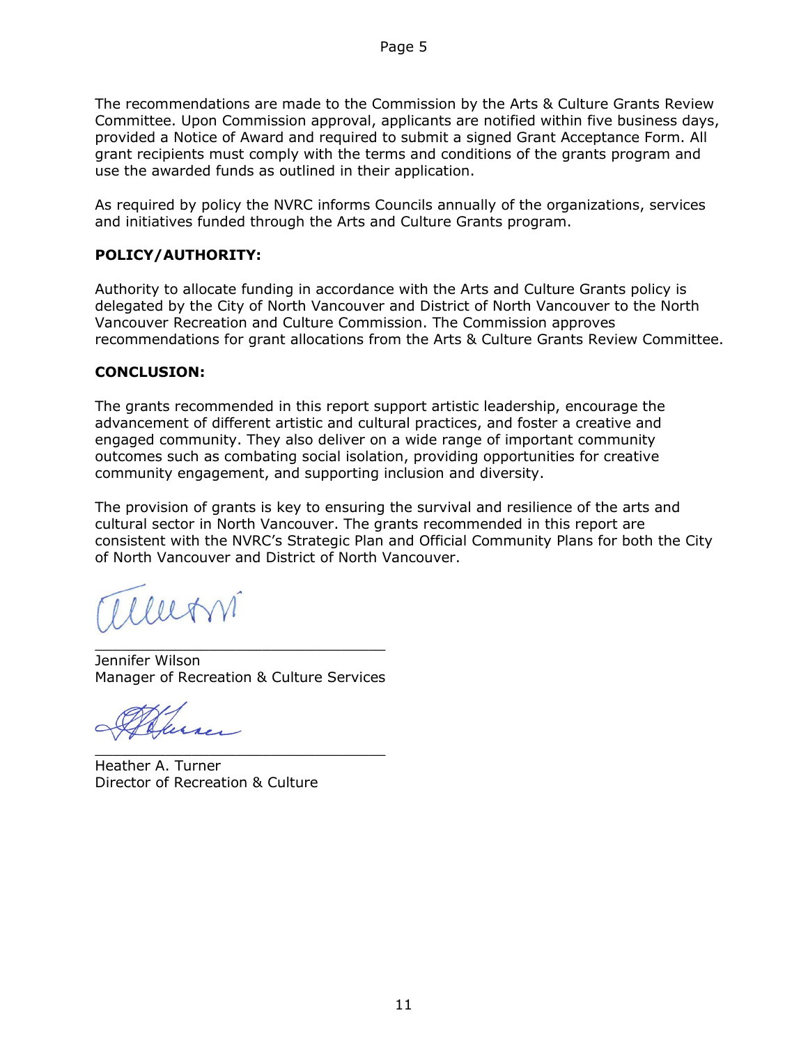The recommendations are made to the Commission by the Arts & Culture Grants Review Committee. Upon Commission approval, applicants are notified within five business days, provided a Notice of Award and required to submit a signed Grant Acceptance Form. All grant recipients must comply with the terms and conditions of the grants program and use the awarded funds as outlined in their application.

As required by policy the NVRC informs Councils annually of the organizations, services and initiatives funded through the Arts and Culture Grants program.

**POLICY/AUTHORITY:**

Authority to allocate funding in accordance with the Arts and Culture Grants policy is delegated by the City of North Vancouver and District of North Vancouver to the North Vancouver Recreation and Culture Commission. The Commission approves recommendations for grant allocations from the Arts & Culture Grants Review Committee.

**CONCLUSION:**

The grants recommended in this report support artistic leadership, encourage the advancement of different artistic and cultural practices, and foster a creative and engaged community. They also deliver on a wide range of important community outcomes such as combating social isolation, providing opportunities for creative community engagement, and supporting inclusion and diversity.

The provision of grants is key to ensuring the survival and resilience of the arts and cultural sector in North Vancouver. The grants recommended in this report are consistent with the NVRC's Strategic Plan and Official Community Plans for both the City of North Vancouver and District of North Vancouver.

\_\_\_\_\_\_\_\_\_\_\_\_\_\_\_\_\_\_\_\_\_\_\_\_\_\_\_\_\_\_\_\_
Jennifer Wilson
Manager of Recreation & Culture Services

\_\_\_\_\_\_\_\_\_\_\_\_\_\_\_\_\_\_\_\_\_\_\_\_\_\_\_\_\_\_\_\_
Heather A. Turner
Director of Recreation & Culture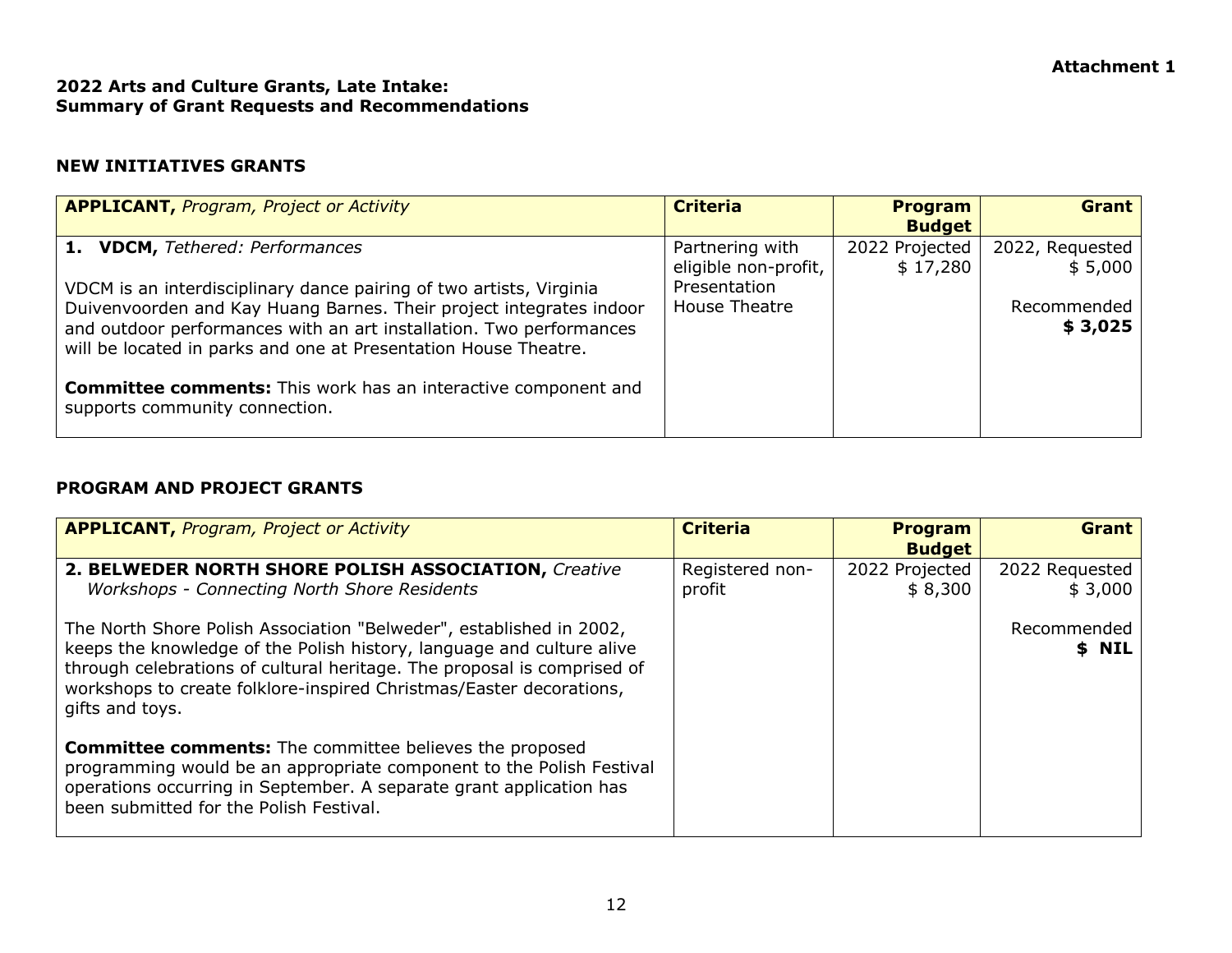**Attachment 1**

**2022 Arts and Culture Grants, Late Intake:**
**Summary of Grant Requests and Recommendations**

## NEW INITIATIVES GRANTS

| **APPLICANT,** *Program, Project or Activity* | **Criteria** | **Program Budget** | **Grant** |
|---|---|---|---|
| **1. VDCM,** *Tethered: Performances*<br><br>VDCM is an interdisciplinary dance pairing of two artists, Virginia Duivenvoorden and Kay Huang Barnes. Their project integrates indoor and outdoor performances with an art installation. Two performances will be located in parks and one at Presentation House Theatre.<br><br>**Committee comments:** This work has an interactive component and supports community connection. | Partnering with eligible non-profit, Presentation House Theatre | 2022 Projected $ 17,280 | 2022, Requested $ 5,000<br><br>Recommended **$ 3,025** |

## PROGRAM AND PROJECT GRANTS

| **APPLICANT,** *Program, Project or Activity* | **Criteria** | **Program Budget** | **Grant** |
|---|---|---|---|
| **2. BELWEDER NORTH SHORE POLISH ASSOCIATION,** *Creative Workshops - Connecting North Shore Residents*<br><br>The North Shore Polish Association "Belweder", established in 2002, keeps the knowledge of the Polish history, language and culture alive through celebrations of cultural heritage. The proposal is comprised of workshops to create folklore-inspired Christmas/Easter decorations, gifts and toys.<br><br>**Committee comments:** The committee believes the proposed programming would be an appropriate component to the Polish Festival operations occurring in September. A separate grant application has been submitted for the Polish Festival. | Registered non-profit | 2022 Projected $ 8,300 | 2022 Requested $ 3,000<br><br>Recommended **$ NIL** |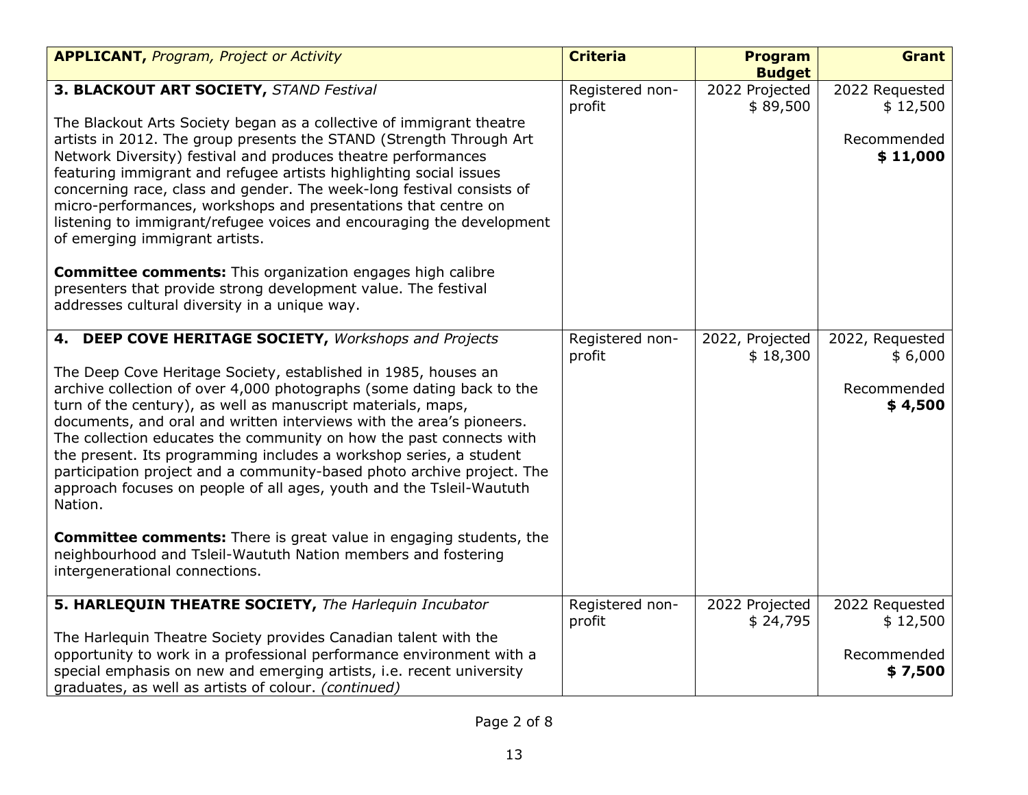| **APPLICANT,** *Program, Project or Activity* | **Criteria** | **Program Budget** | **Grant** |
|---|---|---|---|
| **3. BLACKOUT ART SOCIETY,** *STAND Festival*<br><br>The Blackout Arts Society began as a collective of immigrant theatre artists in 2012. The group presents the STAND (Strength Through Art Network Diversity) festival and produces theatre performances featuring immigrant and refugee artists highlighting social issues concerning race, class and gender. The week-long festival consists of micro-performances, workshops and presentations that centre on listening to immigrant/refugee voices and encouraging the development of emerging immigrant artists.<br><br>**Committee comments:** This organization engages high calibre presenters that provide strong development value. The festival addresses cultural diversity in a unique way. | Registered non-profit | 2022 Projected<br>$ 89,500 | 2022 Requested<br>$ 12,500<br><br>Recommended<br>**$ 11,000** |
| **4. DEEP COVE HERITAGE SOCIETY,** *Workshops and Projects*<br><br>The Deep Cove Heritage Society, established in 1985, houses an archive collection of over 4,000 photographs (some dating back to the turn of the century), as well as manuscript materials, maps, documents, and oral and written interviews with the area's pioneers. The collection educates the community on how the past connects with the present. Its programming includes a workshop series, a student participation project and a community-based photo archive project. The approach focuses on people of all ages, youth and the Tsleil-Waututh Nation.<br><br>**Committee comments:** There is great value in engaging students, the neighbourhood and Tsleil-Waututh Nation members and fostering intergenerational connections. | Registered non-profit | 2022, Projected<br>$ 18,300 | 2022, Requested<br>$ 6,000<br><br>Recommended<br>**$ 4,500** |
| **5. HARLEQUIN THEATRE SOCIETY,** *The Harlequin Incubator*<br><br>The Harlequin Theatre Society provides Canadian talent with the opportunity to work in a professional performance environment with a special emphasis on new and emerging artists, i.e. recent university graduates, as well as artists of colour. *(continued)* | Registered non-profit | 2022 Projected<br>$ 24,795 | 2022 Requested<br>$ 12,500<br><br>Recommended<br>**$ 7,500** |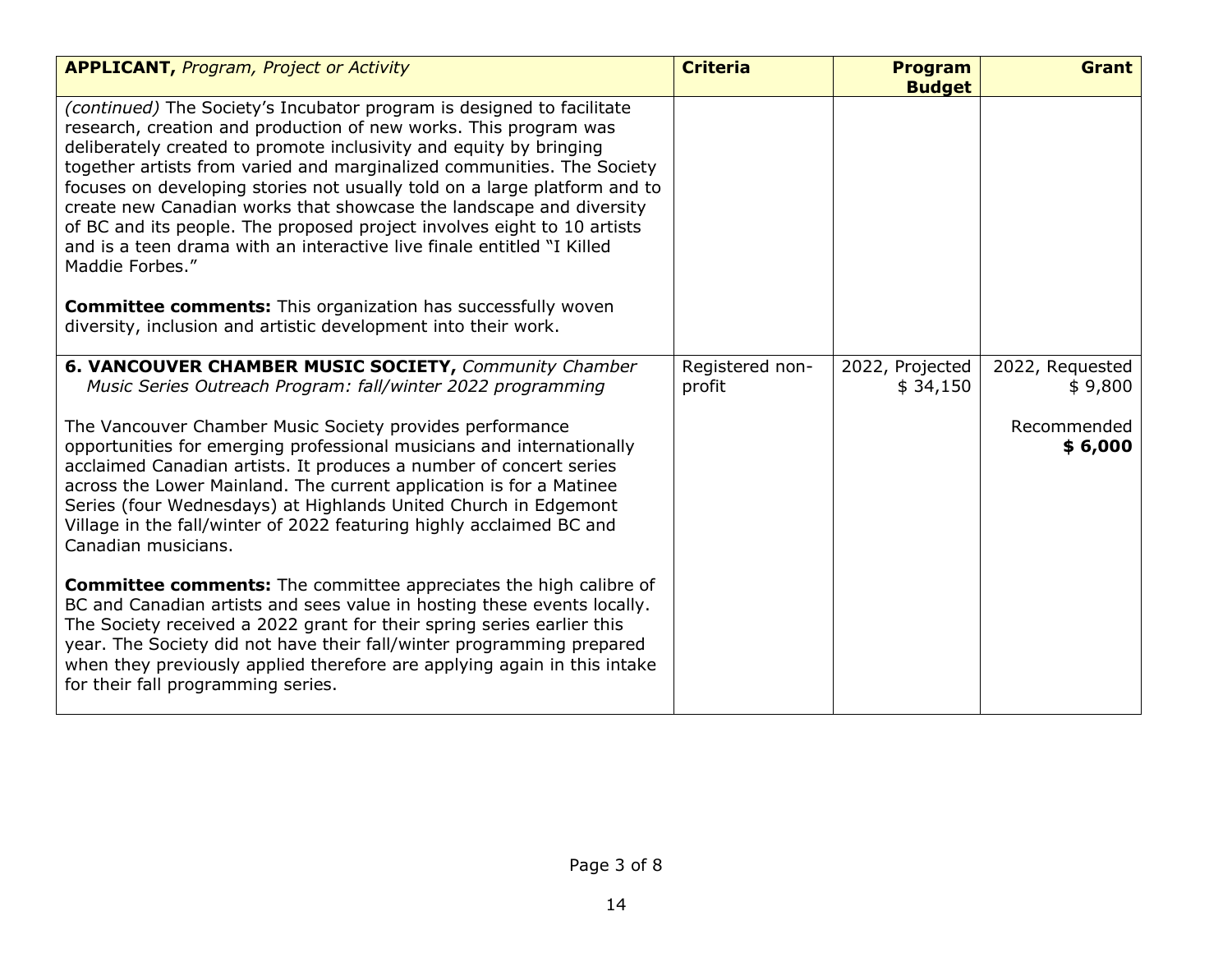| **APPLICANT,** *Program, Project or Activity* | **Criteria** | **Program Budget** | **Grant** |
|---|---|---|---|
| *(continued)* The Society's Incubator program is designed to facilitate research, creation and production of new works. This program was deliberately created to promote inclusivity and equity by bringing together artists from varied and marginalized communities. The Society focuses on developing stories not usually told on a large platform and to create new Canadian works that showcase the landscape and diversity of BC and its people. The proposed project involves eight to 10 artists and is a teen drama with an interactive live finale entitled "I Killed Maddie Forbes."<br><br>**Committee comments:** This organization has successfully woven diversity, inclusion and artistic development into their work. | | | |
| **6. VANCOUVER CHAMBER MUSIC SOCIETY,** *Community Chamber Music Series Outreach Program: fall/winter 2022 programming*<br><br>The Vancouver Chamber Music Society provides performance opportunities for emerging professional musicians and internationally acclaimed Canadian artists. It produces a number of concert series across the Lower Mainland. The current application is for a Matinee Series (four Wednesdays) at Highlands United Church in Edgemont Village in the fall/winter of 2022 featuring highly acclaimed BC and Canadian musicians.<br><br>**Committee comments:** The committee appreciates the high calibre of BC and Canadian artists and sees value in hosting these events locally. The Society received a 2022 grant for their spring series earlier this year. The Society did not have their fall/winter programming prepared when they previously applied therefore are applying again in this intake for their fall programming series. | Registered non-profit | 2022, Projected $ 34,150 | 2022, Requested $ 9,800<br><br>Recommended **$ 6,000** |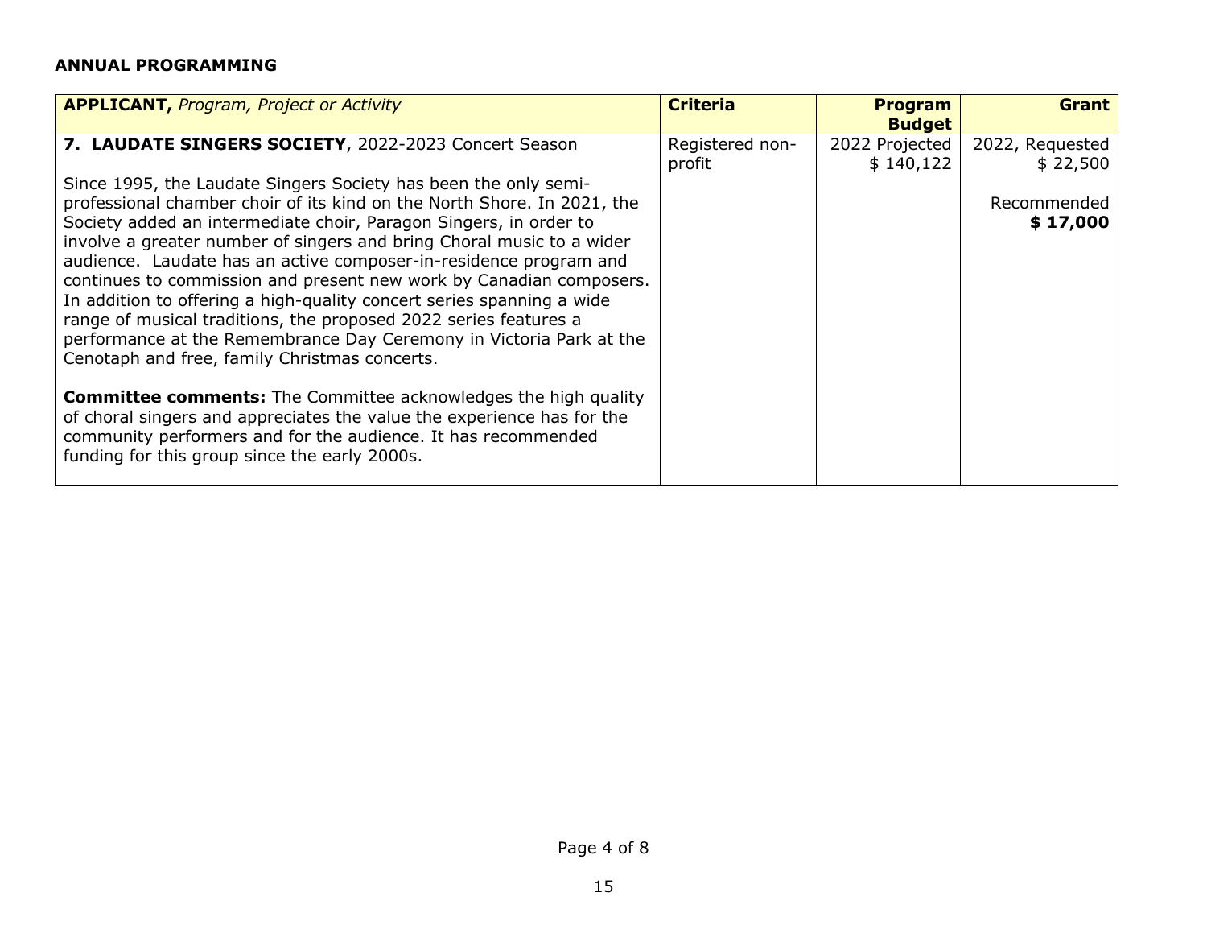**ANNUAL PROGRAMMING**

| **APPLICANT,** *Program, Project or Activity* | **Criteria** | **Program Budget** | **Grant** |
|---|---|---|---|
| **7. LAUDATE SINGERS SOCIETY**, 2022-2023 Concert Season<br><br>Since 1995, the Laudate Singers Society has been the only semi-professional chamber choir of its kind on the North Shore. In 2021, the Society added an intermediate choir, Paragon Singers, in order to involve a greater number of singers and bring Choral music to a wider audience. Laudate has an active composer-in-residence program and continues to commission and present new work by Canadian composers. In addition to offering a high-quality concert series spanning a wide range of musical traditions, the proposed 2022 series features a performance at the Remembrance Day Ceremony in Victoria Park at the Cenotaph and free, family Christmas concerts.<br><br>**Committee comments:** The Committee acknowledges the high quality of choral singers and appreciates the value the experience has for the community performers and for the audience. It has recommended funding for this group since the early 2000s. | Registered non-profit | 2022 Projected<br>$ 140,122 | 2022, Requested<br>$ 22,500<br><br>Recommended<br>**$ 17,000** |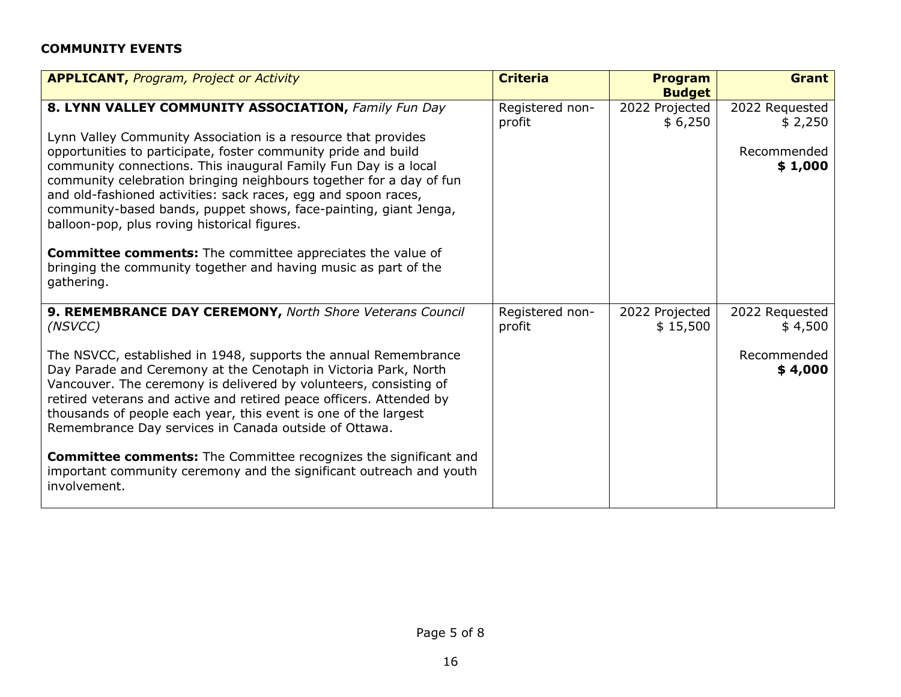**COMMUNITY EVENTS**

| **APPLICANT,** *Program, Project or Activity* | **Criteria** | **Program Budget** | **Grant** |
|---|---|---|---|
| **8. LYNN VALLEY COMMUNITY ASSOCIATION,** *Family Fun Day*<br><br>Lynn Valley Community Association is a resource that provides opportunities to participate, foster community pride and build community connections. This inaugural Family Fun Day is a local community celebration bringing neighbours together for a day of fun and old-fashioned activities: sack races, egg and spoon races, community-based bands, puppet shows, face-painting, giant Jenga, balloon-pop, plus roving historical figures.<br><br>**Committee comments:** The committee appreciates the value of bringing the community together and having music as part of the gathering. | Registered non-profit | 2022 Projected<br>$ 6,250 | 2022 Requested<br>$ 2,250<br><br>Recommended<br>**$ 1,000** |
| **9. REMEMBRANCE DAY CEREMONY,** *North Shore Veterans Council (NSVCC)*<br><br>The NSVCC, established in 1948, supports the annual Remembrance Day Parade and Ceremony at the Cenotaph in Victoria Park, North Vancouver. The ceremony is delivered by volunteers, consisting of retired veterans and active and retired peace officers. Attended by thousands of people each year, this event is one of the largest Remembrance Day services in Canada outside of Ottawa.<br><br>**Committee comments:** The Committee recognizes the significant and important community ceremony and the significant outreach and youth involvement. | Registered non-profit | 2022 Projected<br>$ 15,500 | 2022 Requested<br>$ 4,500<br><br>Recommended<br>**$ 4,000** |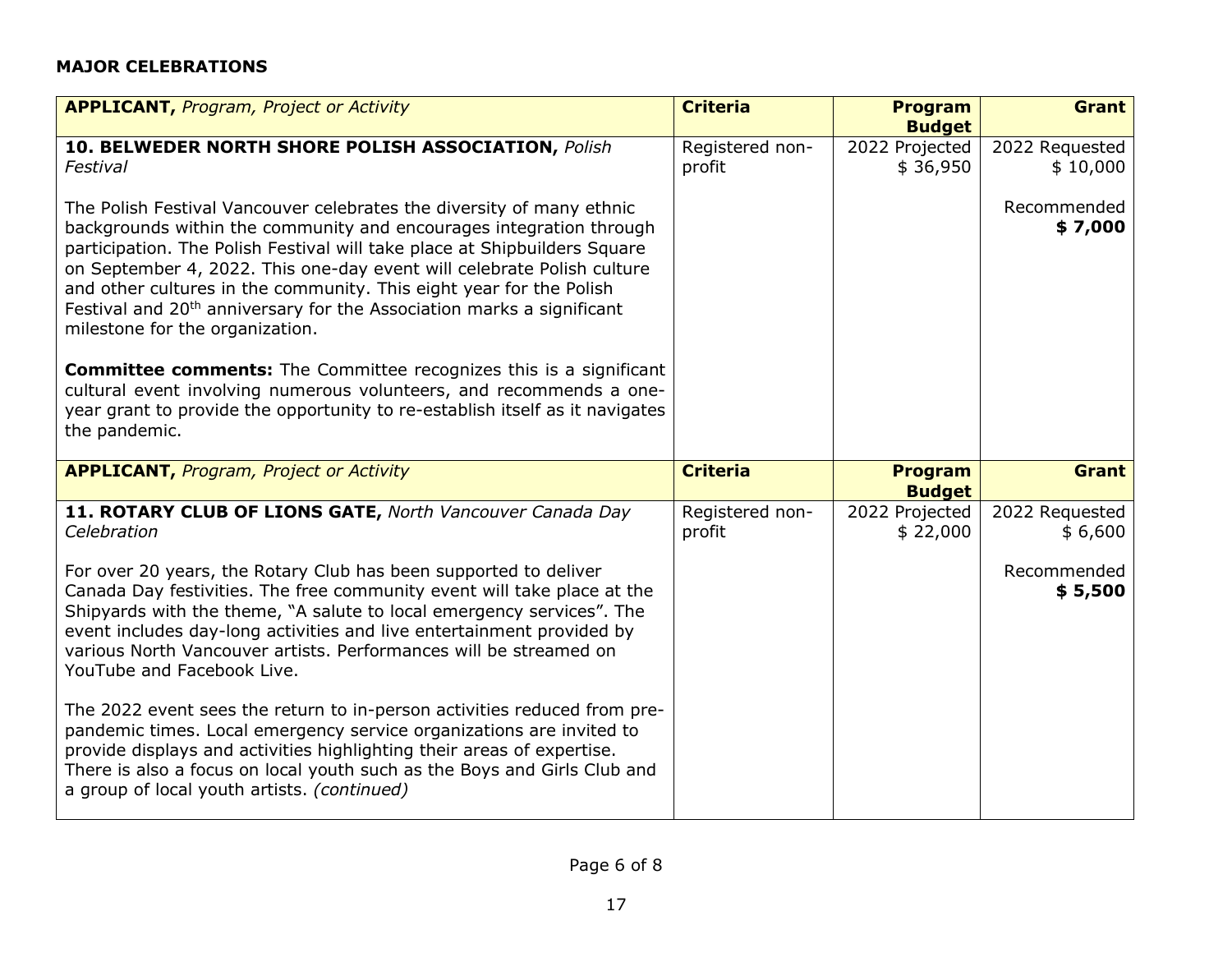**MAJOR CELEBRATIONS**

| **APPLICANT,** *Program, Project or Activity* | **Criteria** | **Program Budget** | **Grant** |
|---|---|---|---|
| **10. BELWEDER NORTH SHORE POLISH ASSOCIATION,** *Polish Festival*<br><br>The Polish Festival Vancouver celebrates the diversity of many ethnic backgrounds within the community and encourages integration through participation. The Polish Festival will take place at Shipbuilders Square on September 4, 2022. This one-day event will celebrate Polish culture and other cultures in the community. This eight year for the Polish Festival and 20th anniversary for the Association marks a significant milestone for the organization.<br><br>**Committee comments:** The Committee recognizes this is a significant cultural event involving numerous volunteers, and recommends a one-year grant to provide the opportunity to re-establish itself as it navigates the pandemic. | Registered non-profit | 2022 Projected $ 36,950 | 2022 Requested $ 10,000<br><br>Recommended **$ 7,000** |

| **APPLICANT,** *Program, Project or Activity* | **Criteria** | **Program Budget** | **Grant** |
|---|---|---|---|
| **11. ROTARY CLUB OF LIONS GATE,** *North Vancouver Canada Day Celebration*<br><br>For over 20 years, the Rotary Club has been supported to deliver Canada Day festivities. The free community event will take place at the Shipyards with the theme, "A salute to local emergency services". The event includes day-long activities and live entertainment provided by various North Vancouver artists. Performances will be streamed on YouTube and Facebook Live.<br><br>The 2022 event sees the return to in-person activities reduced from pre-pandemic times. Local emergency service organizations are invited to provide displays and activities highlighting their areas of expertise. There is also a focus on local youth such as the Boys and Girls Club and a group of local youth artists. *(continued)* | Registered non-profit | 2022 Projected $ 22,000 | 2022 Requested $ 6,600<br><br>Recommended **$ 5,500** |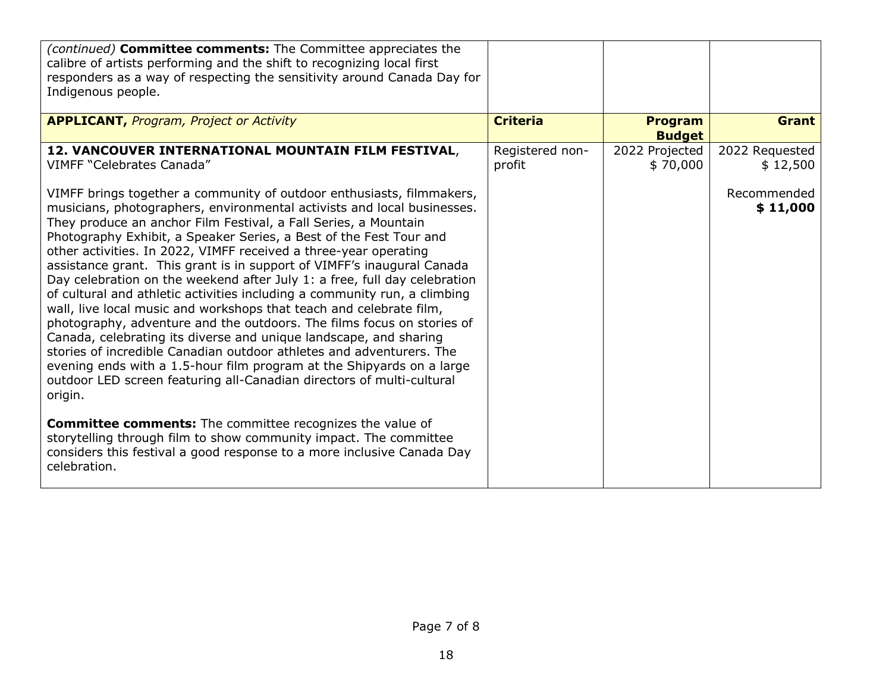| *(continued)* **Committee comments:** The Committee appreciates the calibre of artists performing and the shift to recognizing local first responders as a way of respecting the sensitivity around Canada Day for Indigenous people. | | | |
|---|---|---|---|
| **APPLICANT,** *Program, Project or Activity* | **Criteria** | **Program Budget** | **Grant** |
| **12. VANCOUVER INTERNATIONAL MOUNTAIN FILM FESTIVAL**, VIMFF "Celebrates Canada"<br><br>VIMFF brings together a community of outdoor enthusiasts, filmmakers, musicians, photographers, environmental activists and local businesses. They produce an anchor Film Festival, a Fall Series, a Mountain Photography Exhibit, a Speaker Series, a Best of the Fest Tour and other activities. In 2022, VIMFF received a three-year operating assistance grant. This grant is in support of VIMFF's inaugural Canada Day celebration on the weekend after July 1: a free, full day celebration of cultural and athletic activities including a community run, a climbing wall, live local music and workshops that teach and celebrate film, photography, adventure and the outdoors. The films focus on stories of Canada, celebrating its diverse and unique landscape, and sharing stories of incredible Canadian outdoor athletes and adventurers. The evening ends with a 1.5-hour film program at the Shipyards on a large outdoor LED screen featuring all-Canadian directors of multi-cultural origin.<br><br>**Committee comments:** The committee recognizes the value of storytelling through film to show community impact. The committee considers this festival a good response to a more inclusive Canada Day celebration. | Registered non-profit | 2022 Projected $ 70,000 | 2022 Requested $ 12,500<br><br>Recommended **$ 11,000** |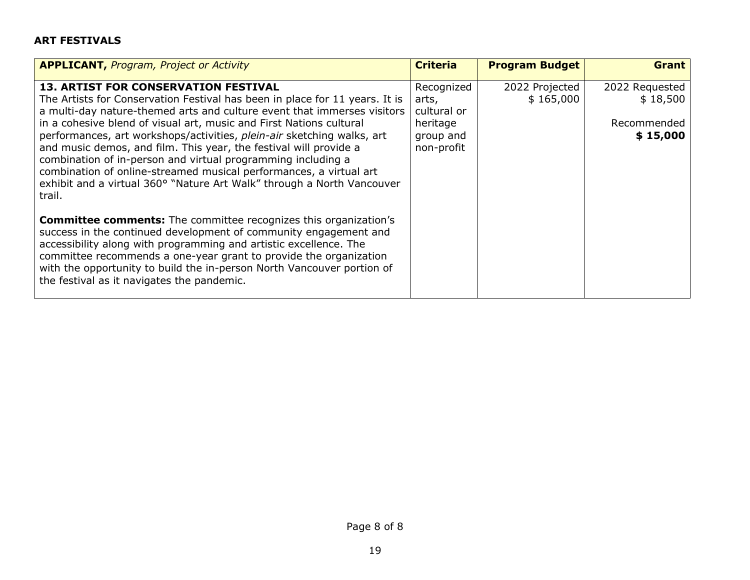**ART FESTIVALS**

| **APPLICANT,** *Program, Project or Activity* | **Criteria** | **Program Budget** | **Grant** |
|---|---|---|---|
| **13. ARTIST FOR CONSERVATION FESTIVAL**<br>The Artists for Conservation Festival has been in place for 11 years. It is a multi-day nature-themed arts and culture event that immerses visitors in a cohesive blend of visual art, music and First Nations cultural performances, art workshops/activities, *plein-air* sketching walks, art and music demos, and film. This year, the festival will provide a combination of in-person and virtual programming including a combination of online-streamed musical performances, a virtual art exhibit and a virtual 360° "Nature Art Walk" through a North Vancouver trail.<br><br>**Committee comments:** The committee recognizes this organization's success in the continued development of community engagement and accessibility along with programming and artistic excellence. The committee recommends a one-year grant to provide the organization with the opportunity to build the in-person North Vancouver portion of the festival as it navigates the pandemic. | Recognized arts, cultural or heritage group and non-profit | 2022 Projected<br>$ 165,000 | 2022 Requested<br>$ 18,500<br><br>Recommended<br>**$ 15,000** |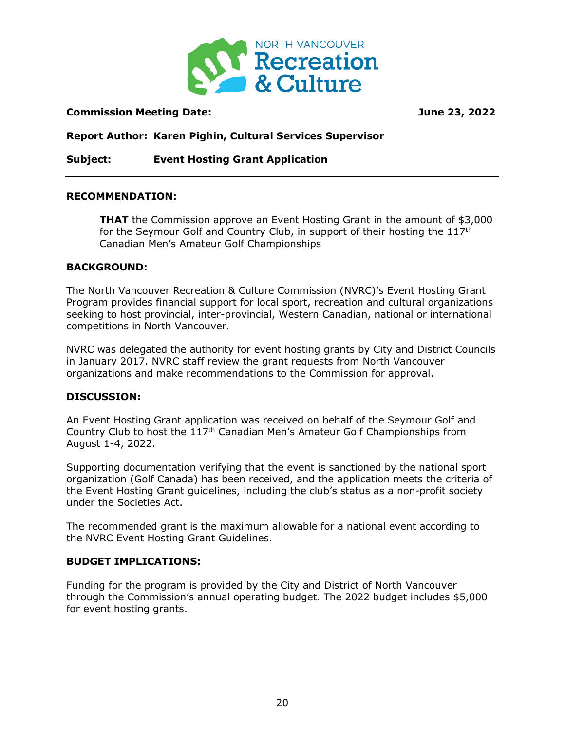NORTH VANCOUVER Recreation & Culture

**Commission Meeting Date:** **June 23, 2022**

**Report Author: Karen Pighin, Cultural Services Supervisor**

**Subject: Event Hosting Grant Application**

---

**RECOMMENDATION:**

> **THAT** the Commission approve an Event Hosting Grant in the amount of $3,000 for the Seymour Golf and Country Club, in support of their hosting the 117th Canadian Men's Amateur Golf Championships

**BACKGROUND:**

The North Vancouver Recreation & Culture Commission (NVRC)'s Event Hosting Grant Program provides financial support for local sport, recreation and cultural organizations seeking to host provincial, inter-provincial, Western Canadian, national or international competitions in North Vancouver.

NVRC was delegated the authority for event hosting grants by City and District Councils in January 2017. NVRC staff review the grant requests from North Vancouver organizations and make recommendations to the Commission for approval.

**DISCUSSION:**

An Event Hosting Grant application was received on behalf of the Seymour Golf and Country Club to host the 117th Canadian Men's Amateur Golf Championships from August 1-4, 2022.

Supporting documentation verifying that the event is sanctioned by the national sport organization (Golf Canada) has been received, and the application meets the criteria of the Event Hosting Grant guidelines, including the club's status as a non-profit society under the Societies Act.

The recommended grant is the maximum allowable for a national event according to the NVRC Event Hosting Grant Guidelines.

**BUDGET IMPLICATIONS:**

Funding for the program is provided by the City and District of North Vancouver through the Commission's annual operating budget. The 2022 budget includes $5,000 for event hosting grants.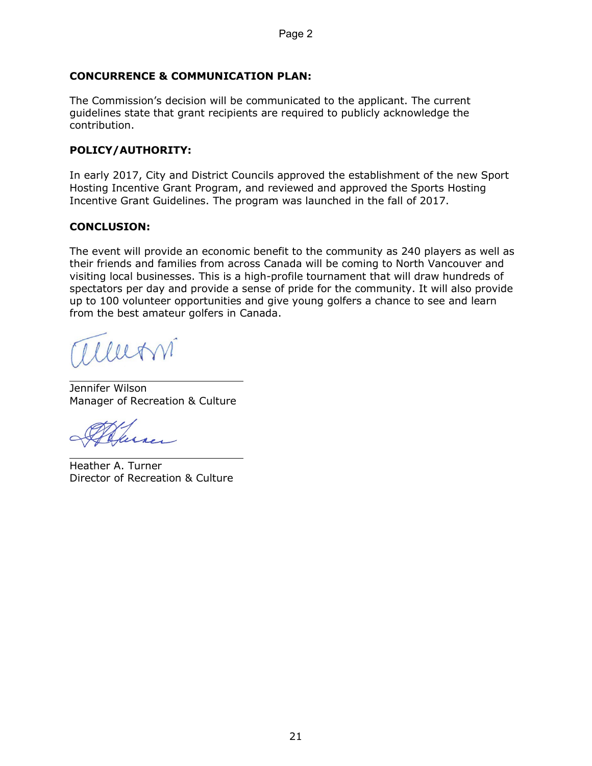**CONCURRENCE & COMMUNICATION PLAN:**

The Commission's decision will be communicated to the applicant. The current guidelines state that grant recipients are required to publicly acknowledge the contribution.

**POLICY/AUTHORITY:**

In early 2017, City and District Councils approved the establishment of the new Sport Hosting Incentive Grant Program, and reviewed and approved the Sports Hosting Incentive Grant Guidelines. The program was launched in the fall of 2017.

**CONCLUSION:**

The event will provide an economic benefit to the community as 240 players as well as their friends and families from across Canada will be coming to North Vancouver and visiting local businesses. This is a high-profile tournament that will draw hundreds of spectators per day and provide a sense of pride for the community. It will also provide up to 100 volunteer opportunities and give young golfers a chance to see and learn from the best amateur golfers in Canada.

Jennifer Wilson
Manager of Recreation & Culture

Heather A. Turner
Director of Recreation & Culture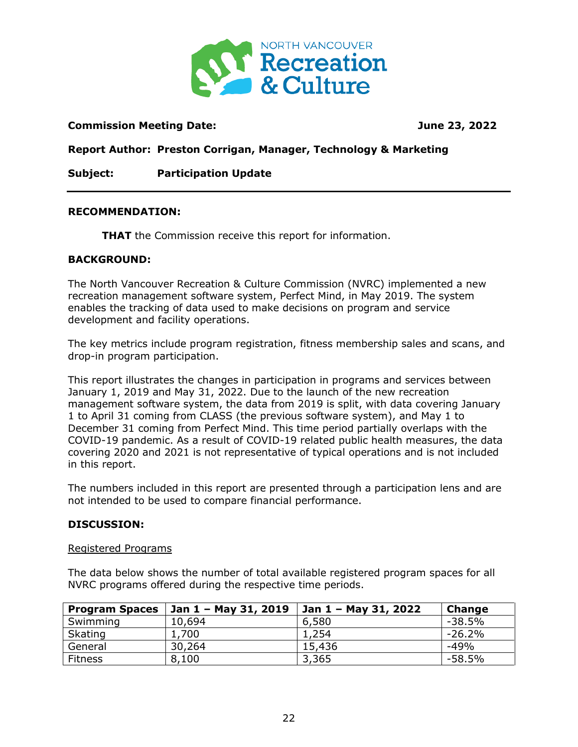**Commission Meeting Date:** **June 23, 2022**

**Report Author:** **Preston Corrigan, Manager, Technology & Marketing**

**Subject:** **Participation Update**

---

**RECOMMENDATION:**

**THAT** the Commission receive this report for information.

**BACKGROUND:**

The North Vancouver Recreation & Culture Commission (NVRC) implemented a new recreation management software system, Perfect Mind, in May 2019. The system enables the tracking of data used to make decisions on program and service development and facility operations.

The key metrics include program registration, fitness membership sales and scans, and drop-in program participation.

This report illustrates the changes in participation in programs and services between January 1, 2019 and May 31, 2022. Due to the launch of the new recreation management software system, the data from 2019 is split, with data covering January 1 to April 31 coming from CLASS (the previous software system), and May 1 to December 31 coming from Perfect Mind. This time period partially overlaps with the COVID-19 pandemic. As a result of COVID-19 related public health measures, the data covering 2020 and 2021 is not representative of typical operations and is not included in this report.

The numbers included in this report are presented through a participation lens and are not intended to be used to compare financial performance.

**DISCUSSION:**

Registered Programs

The data below shows the number of total available registered program spaces for all NVRC programs offered during the respective time periods.

| Program Spaces | Jan 1 – May 31, 2019 | Jan 1 – May 31, 2022 | Change |
|---|---|---|---|
| Swimming | 10,694 | 6,580 | -38.5% |
| Skating | 1,700 | 1,254 | -26.2% |
| General | 30,264 | 15,436 | -49% |
| Fitness | 8,100 | 3,365 | -58.5% |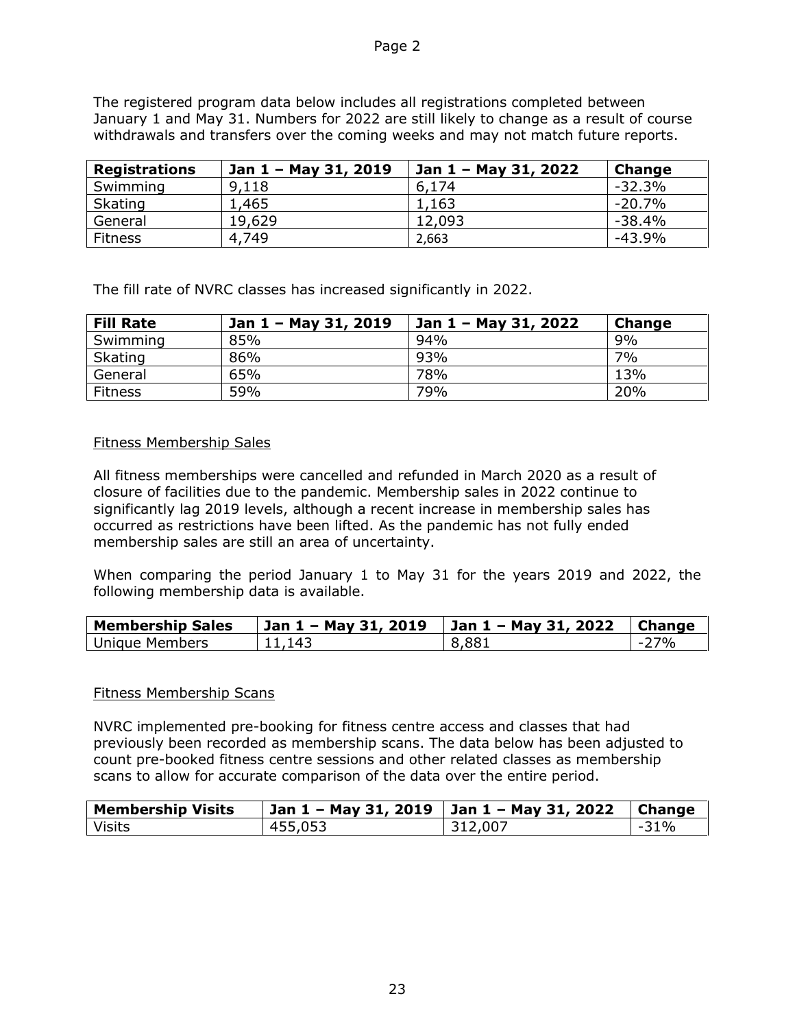The registered program data below includes all registrations completed between January 1 and May 31. Numbers for 2022 are still likely to change as a result of course withdrawals and transfers over the coming weeks and may not match future reports.

| Registrations | Jan 1 – May 31, 2019 | Jan 1 – May 31, 2022 | Change |
|---|---|---|---|
| Swimming | 9,118 | 6,174 | -32.3% |
| Skating | 1,465 | 1,163 | -20.7% |
| General | 19,629 | 12,093 | -38.4% |
| Fitness | 4,749 | 2,663 | -43.9% |

The fill rate of NVRC classes has increased significantly in 2022.

| Fill Rate | Jan 1 – May 31, 2019 | Jan 1 – May 31, 2022 | Change |
|---|---|---|---|
| Swimming | 85% | 94% | 9% |
| Skating | 86% | 93% | 7% |
| General | 65% | 78% | 13% |
| Fitness | 59% | 79% | 20% |

Fitness Membership Sales

All fitness memberships were cancelled and refunded in March 2020 as a result of closure of facilities due to the pandemic. Membership sales in 2022 continue to significantly lag 2019 levels, although a recent increase in membership sales has occurred as restrictions have been lifted. As the pandemic has not fully ended membership sales are still an area of uncertainty.

When comparing the period January 1 to May 31 for the years 2019 and 2022, the following membership data is available.

| Membership Sales | Jan 1 – May 31, 2019 | Jan 1 – May 31, 2022 | Change |
|---|---|---|---|
| Unique Members | 11,143 | 8,881 | -27% |

Fitness Membership Scans

NVRC implemented pre-booking for fitness centre access and classes that had previously been recorded as membership scans. The data below has been adjusted to count pre-booked fitness centre sessions and other related classes as membership scans to allow for accurate comparison of the data over the entire period.

| Membership Visits | Jan 1 – May 31, 2019 | Jan 1 – May 31, 2022 | Change |
|---|---|---|---|
| Visits | 455,053 | 312,007 | -31% |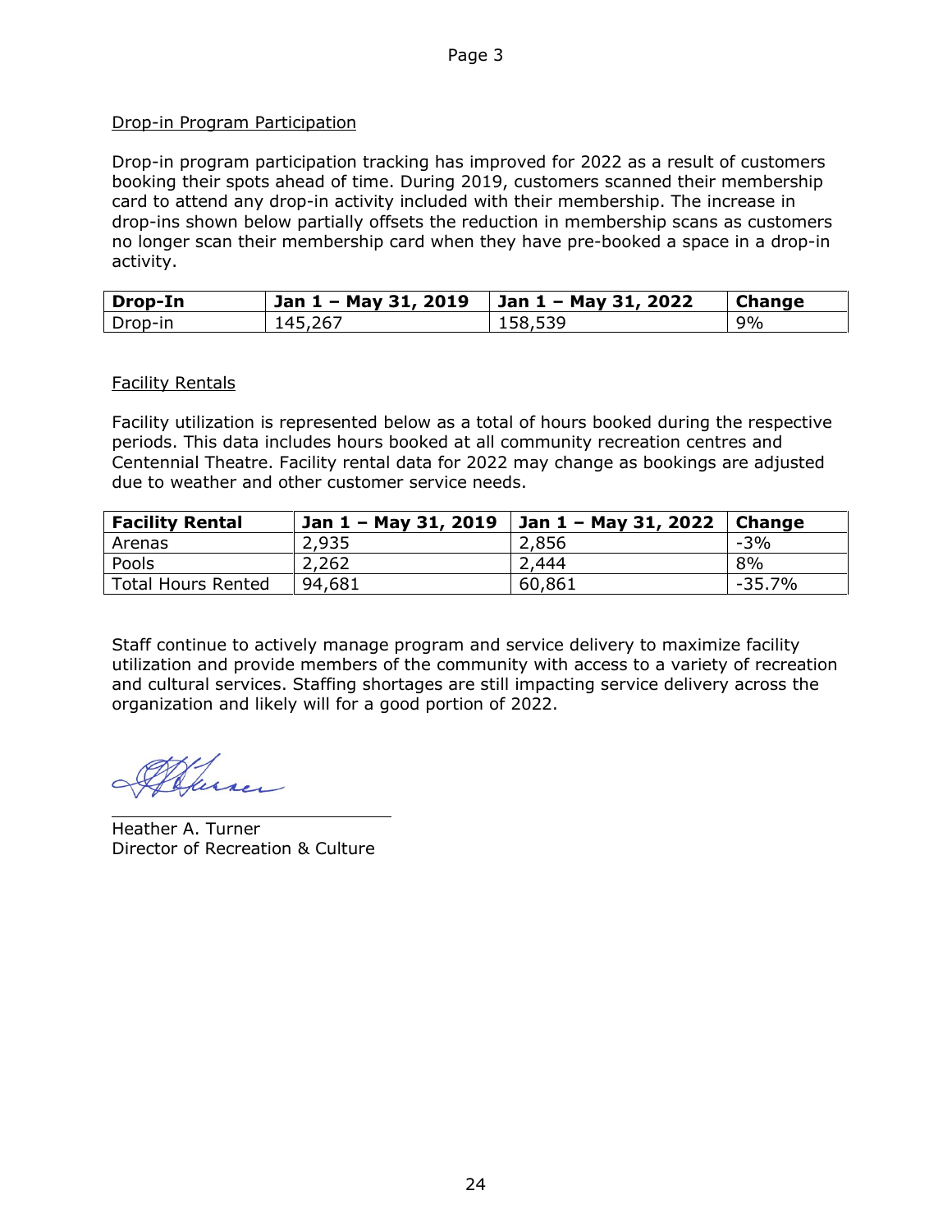Drop-in Program Participation

Drop-in program participation tracking has improved for 2022 as a result of customers booking their spots ahead of time. During 2019, customers scanned their membership card to attend any drop-in activity included with their membership. The increase in drop-ins shown below partially offsets the reduction in membership scans as customers no longer scan their membership card when they have pre-booked a space in a drop-in activity.

| Drop-In | Jan 1 – May 31, 2019 | Jan 1 – May 31, 2022 | Change |
|---|---|---|---|
| Drop-in | 145,267 | 158,539 | 9% |

Facility Rentals

Facility utilization is represented below as a total of hours booked during the respective periods. This data includes hours booked at all community recreation centres and Centennial Theatre. Facility rental data for 2022 may change as bookings are adjusted due to weather and other customer service needs.

| Facility Rental | Jan 1 – May 31, 2019 | Jan 1 – May 31, 2022 | Change |
|---|---|---|---|
| Arenas | 2,935 | 2,856 | -3% |
| Pools | 2,262 | 2,444 | 8% |
| Total Hours Rented | 94,681 | 60,861 | -35.7% |

Staff continue to actively manage program and service delivery to maximize facility utilization and provide members of the community with access to a variety of recreation and cultural services. Staffing shortages are still impacting service delivery across the organization and likely will for a good portion of 2022.

Heather A. Turner
Director of Recreation & Culture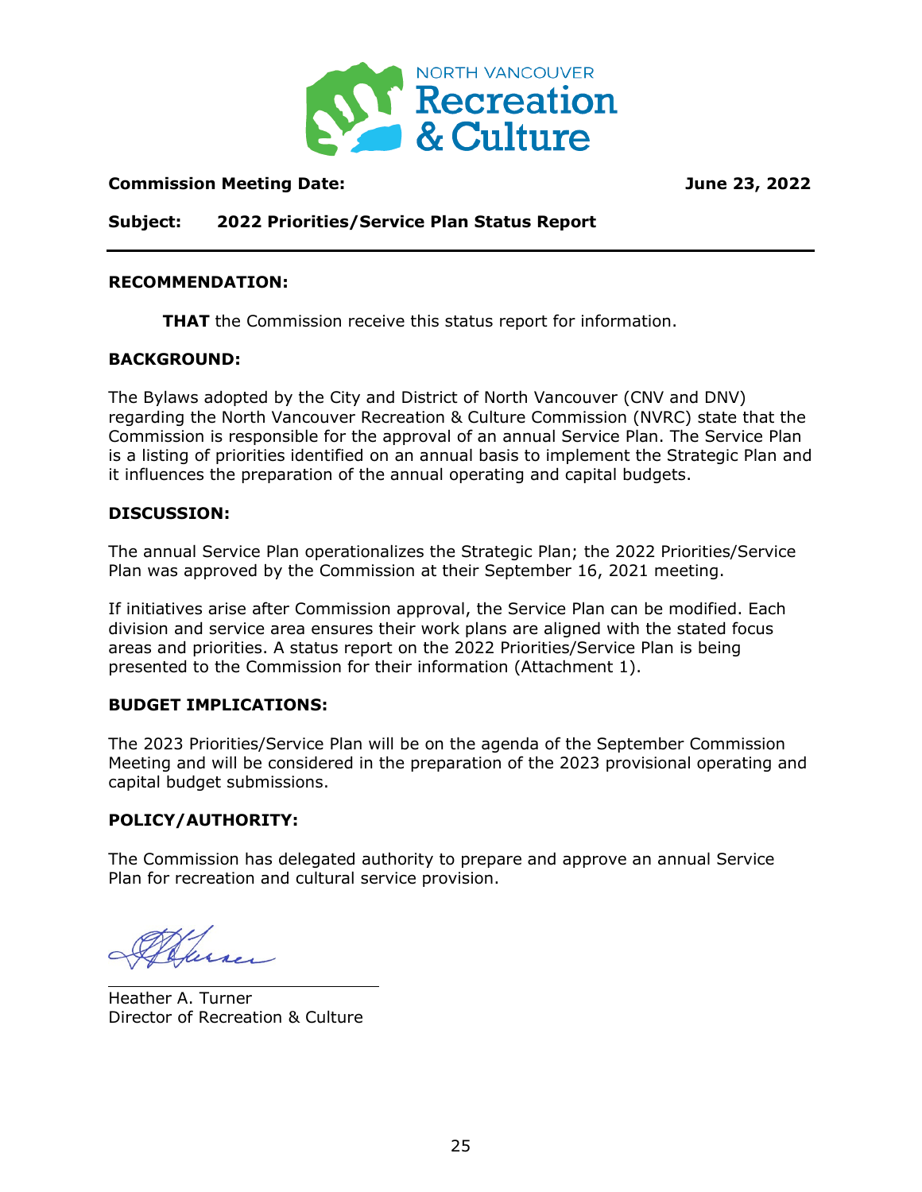NORTH VANCOUVER
Recreation
& Culture

**Commission Meeting Date:** **June 23, 2022**

**Subject: 2022 Priorities/Service Plan Status Report**

---

**RECOMMENDATION:**

**THAT** the Commission receive this status report for information.

**BACKGROUND:**

The Bylaws adopted by the City and District of North Vancouver (CNV and DNV) regarding the North Vancouver Recreation & Culture Commission (NVRC) state that the Commission is responsible for the approval of an annual Service Plan. The Service Plan is a listing of priorities identified on an annual basis to implement the Strategic Plan and it influences the preparation of the annual operating and capital budgets.

**DISCUSSION:**

The annual Service Plan operationalizes the Strategic Plan; the 2022 Priorities/Service Plan was approved by the Commission at their September 16, 2021 meeting.

If initiatives arise after Commission approval, the Service Plan can be modified. Each division and service area ensures their work plans are aligned with the stated focus areas and priorities. A status report on the 2022 Priorities/Service Plan is being presented to the Commission for their information (Attachment 1).

**BUDGET IMPLICATIONS:**

The 2023 Priorities/Service Plan will be on the agenda of the September Commission Meeting and will be considered in the preparation of the 2023 provisional operating and capital budget submissions.

**POLICY/AUTHORITY:**

The Commission has delegated authority to prepare and approve an annual Service Plan for recreation and cultural service provision.

Heather A. Turner
Director of Recreation & Culture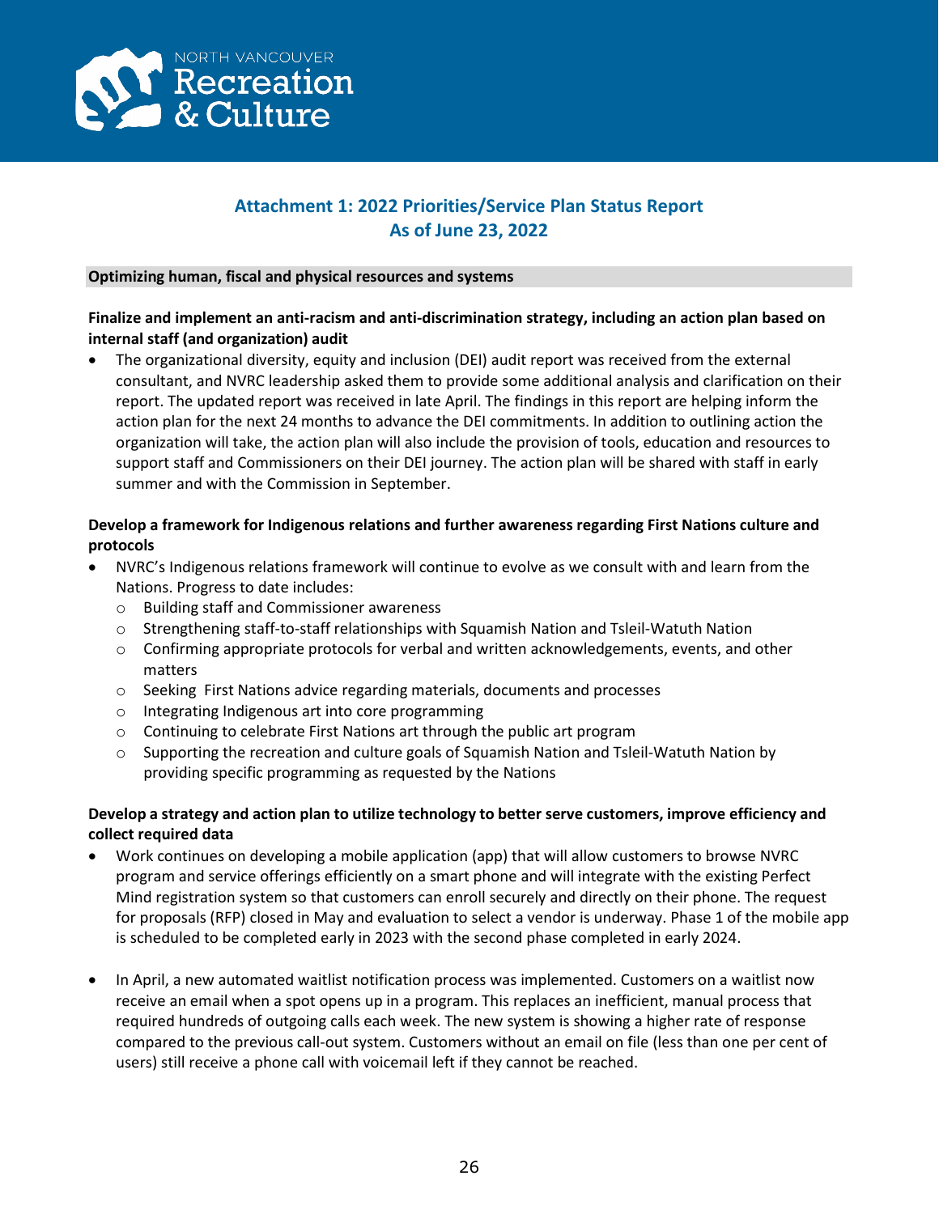# Attachment 1: 2022 Priorities/Service Plan Status Report
## As of June 23, 2022

**Optimizing human, fiscal and physical resources and systems**

**Finalize and implement an anti-racism and anti-discrimination strategy, including an action plan based on internal staff (and organization) audit**

- The organizational diversity, equity and inclusion (DEI) audit report was received from the external consultant, and NVRC leadership asked them to provide some additional analysis and clarification on their report. The updated report was received in late April. The findings in this report are helping inform the action plan for the next 24 months to advance the DEI commitments. In addition to outlining action the organization will take, the action plan will also include the provision of tools, education and resources to support staff and Commissioners on their DEI journey. The action plan will be shared with staff in early summer and with the Commission in September.

**Develop a framework for Indigenous relations and further awareness regarding First Nations culture and protocols**

- NVRC's Indigenous relations framework will continue to evolve as we consult with and learn from the Nations. Progress to date includes:
  - Building staff and Commissioner awareness
  - Strengthening staff-to-staff relationships with Squamish Nation and Tsleil-Watuth Nation
  - Confirming appropriate protocols for verbal and written acknowledgements, events, and other matters
  - Seeking First Nations advice regarding materials, documents and processes
  - Integrating Indigenous art into core programming
  - Continuing to celebrate First Nations art through the public art program
  - Supporting the recreation and culture goals of Squamish Nation and Tsleil-Watuth Nation by providing specific programming as requested by the Nations

**Develop a strategy and action plan to utilize technology to better serve customers, improve efficiency and collect required data**

- Work continues on developing a mobile application (app) that will allow customers to browse NVRC program and service offerings efficiently on a smart phone and will integrate with the existing Perfect Mind registration system so that customers can enroll securely and directly on their phone. The request for proposals (RFP) closed in May and evaluation to select a vendor is underway. Phase 1 of the mobile app is scheduled to be completed early in 2023 with the second phase completed in early 2024.

- In April, a new automated waitlist notification process was implemented. Customers on a waitlist now receive an email when a spot opens up in a program. This replaces an inefficient, manual process that required hundreds of outgoing calls each week. The new system is showing a higher rate of response compared to the previous call-out system. Customers without an email on file (less than one per cent of users) still receive a phone call with voicemail left if they cannot be reached.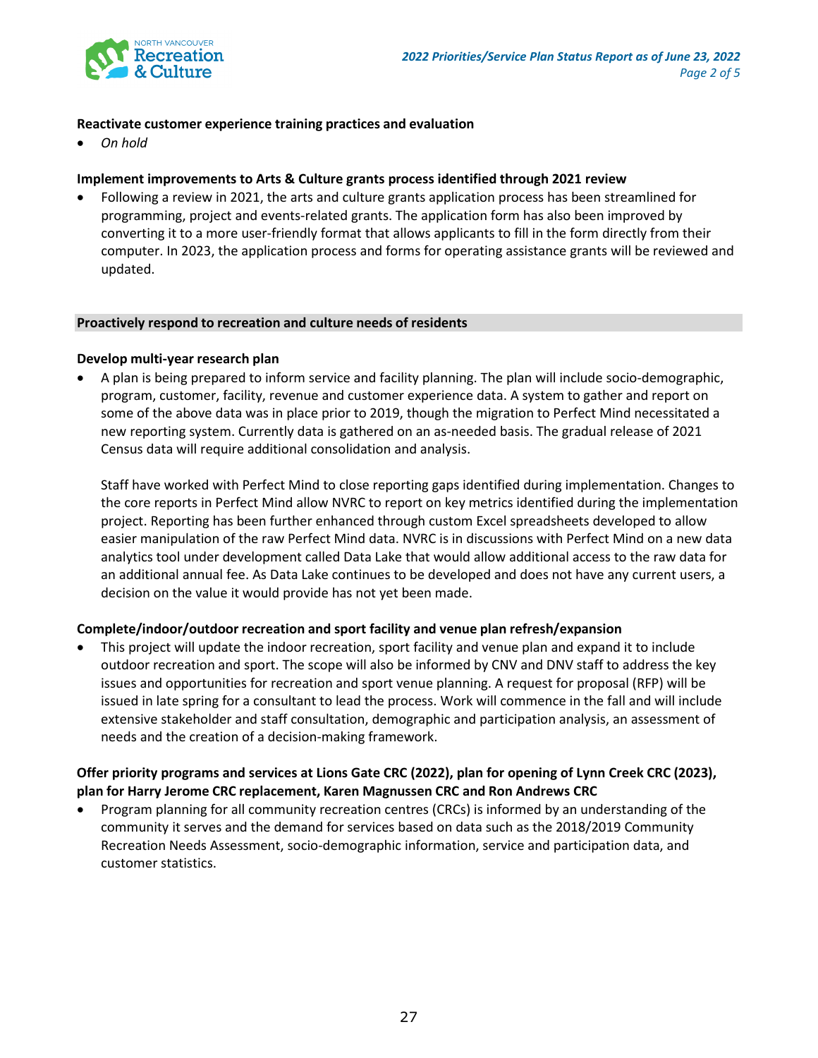**Reactivate customer experience training practices and evaluation**

- *On hold*

**Implement improvements to Arts & Culture grants process identified through 2021 review**

- Following a review in 2021, the arts and culture grants application process has been streamlined for programming, project and events-related grants. The application form has also been improved by converting it to a more user-friendly format that allows applicants to fill in the form directly from their computer. In 2023, the application process and forms for operating assistance grants will be reviewed and updated.

## Proactively respond to recreation and culture needs of residents

**Develop multi-year research plan**

- A plan is being prepared to inform service and facility planning. The plan will include socio-demographic, program, customer, facility, revenue and customer experience data. A system to gather and report on some of the above data was in place prior to 2019, though the migration to Perfect Mind necessitated a new reporting system. Currently data is gathered on an as-needed basis. The gradual release of 2021 Census data will require additional consolidation and analysis.

  Staff have worked with Perfect Mind to close reporting gaps identified during implementation. Changes to the core reports in Perfect Mind allow NVRC to report on key metrics identified during the implementation project. Reporting has been further enhanced through custom Excel spreadsheets developed to allow easier manipulation of the raw Perfect Mind data. NVRC is in discussions with Perfect Mind on a new data analytics tool under development called Data Lake that would allow additional access to the raw data for an additional annual fee. As Data Lake continues to be developed and does not have any current users, a decision on the value it would provide has not yet been made.

**Complete/indoor/outdoor recreation and sport facility and venue plan refresh/expansion**

- This project will update the indoor recreation, sport facility and venue plan and expand it to include outdoor recreation and sport. The scope will also be informed by CNV and DNV staff to address the key issues and opportunities for recreation and sport venue planning. A request for proposal (RFP) will be issued in late spring for a consultant to lead the process. Work will commence in the fall and will include extensive stakeholder and staff consultation, demographic and participation analysis, an assessment of needs and the creation of a decision-making framework.

**Offer priority programs and services at Lions Gate CRC (2022), plan for opening of Lynn Creek CRC (2023), plan for Harry Jerome CRC replacement, Karen Magnussen CRC and Ron Andrews CRC**

- Program planning for all community recreation centres (CRCs) is informed by an understanding of the community it serves and the demand for services based on data such as the 2018/2019 Community Recreation Needs Assessment, socio-demographic information, service and participation data, and customer statistics.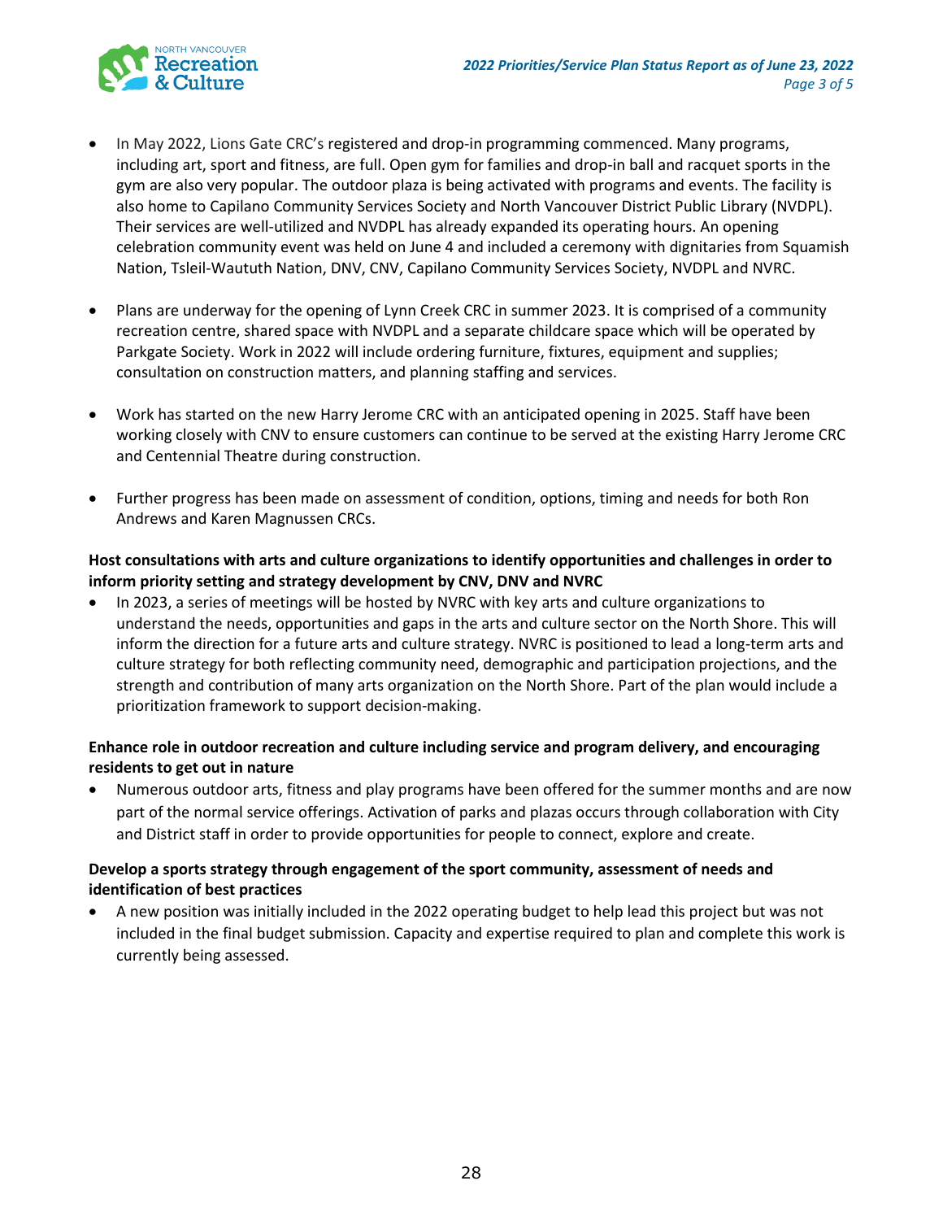- In May 2022, Lions Gate CRC's registered and drop-in programming commenced. Many programs, including art, sport and fitness, are full. Open gym for families and drop-in ball and racquet sports in the gym are also very popular. The outdoor plaza is being activated with programs and events. The facility is also home to Capilano Community Services Society and North Vancouver District Public Library (NVDPL). Their services are well-utilized and NVDPL has already expanded its operating hours. An opening celebration community event was held on June 4 and included a ceremony with dignitaries from Squamish Nation, Tsleil-Waututh Nation, DNV, CNV, Capilano Community Services Society, NVDPL and NVRC.

- Plans are underway for the opening of Lynn Creek CRC in summer 2023. It is comprised of a community recreation centre, shared space with NVDPL and a separate childcare space which will be operated by Parkgate Society. Work in 2022 will include ordering furniture, fixtures, equipment and supplies; consultation on construction matters, and planning staffing and services.

- Work has started on the new Harry Jerome CRC with an anticipated opening in 2025. Staff have been working closely with CNV to ensure customers can continue to be served at the existing Harry Jerome CRC and Centennial Theatre during construction.

- Further progress has been made on assessment of condition, options, timing and needs for both Ron Andrews and Karen Magnussen CRCs.

**Host consultations with arts and culture organizations to identify opportunities and challenges in order to inform priority setting and strategy development by CNV, DNV and NVRC**

- In 2023, a series of meetings will be hosted by NVRC with key arts and culture organizations to understand the needs, opportunities and gaps in the arts and culture sector on the North Shore. This will inform the direction for a future arts and culture strategy. NVRC is positioned to lead a long-term arts and culture strategy for both reflecting community need, demographic and participation projections, and the strength and contribution of many arts organization on the North Shore. Part of the plan would include a prioritization framework to support decision-making.

**Enhance role in outdoor recreation and culture including service and program delivery, and encouraging residents to get out in nature**

- Numerous outdoor arts, fitness and play programs have been offered for the summer months and are now part of the normal service offerings. Activation of parks and plazas occurs through collaboration with City and District staff in order to provide opportunities for people to connect, explore and create.

**Develop a sports strategy through engagement of the sport community, assessment of needs and identification of best practices**

- A new position was initially included in the 2022 operating budget to help lead this project but was not included in the final budget submission. Capacity and expertise required to plan and complete this work is currently being assessed.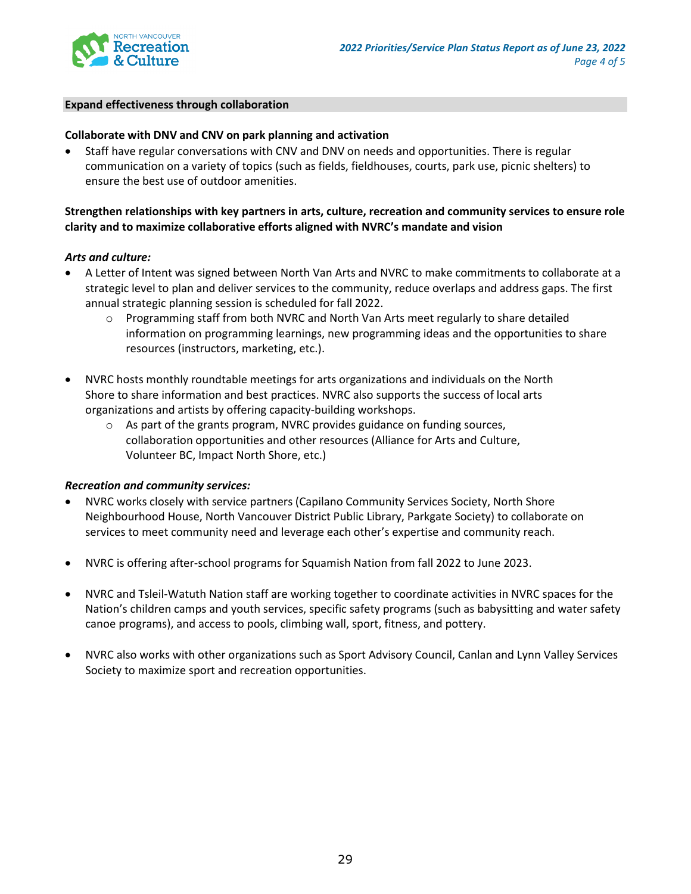**Expand effectiveness through collaboration**

**Collaborate with DNV and CNV on park planning and activation**

- Staff have regular conversations with CNV and DNV on needs and opportunities. There is regular communication on a variety of topics (such as fields, fieldhouses, courts, park use, picnic shelters) to ensure the best use of outdoor amenities.

**Strengthen relationships with key partners in arts, culture, recreation and community services to ensure role clarity and to maximize collaborative efforts aligned with NVRC's mandate and vision**

***Arts and culture:***

- A Letter of Intent was signed between North Van Arts and NVRC to make commitments to collaborate at a strategic level to plan and deliver services to the community, reduce overlaps and address gaps. The first annual strategic planning session is scheduled for fall 2022.
  - Programming staff from both NVRC and North Van Arts meet regularly to share detailed information on programming learnings, new programming ideas and the opportunities to share resources (instructors, marketing, etc.).

- NVRC hosts monthly roundtable meetings for arts organizations and individuals on the North Shore to share information and best practices. NVRC also supports the success of local arts organizations and artists by offering capacity-building workshops.
  - As part of the grants program, NVRC provides guidance on funding sources, collaboration opportunities and other resources (Alliance for Arts and Culture, Volunteer BC, Impact North Shore, etc.)

***Recreation and community services:***

- NVRC works closely with service partners (Capilano Community Services Society, North Shore Neighbourhood House, North Vancouver District Public Library, Parkgate Society) to collaborate on services to meet community need and leverage each other's expertise and community reach.

- NVRC is offering after-school programs for Squamish Nation from fall 2022 to June 2023.

- NVRC and Tsleil-Watuth Nation staff are working together to coordinate activities in NVRC spaces for the Nation's children camps and youth services, specific safety programs (such as babysitting and water safety canoe programs), and access to pools, climbing wall, sport, fitness, and pottery.

- NVRC also works with other organizations such as Sport Advisory Council, Canlan and Lynn Valley Services Society to maximize sport and recreation opportunities.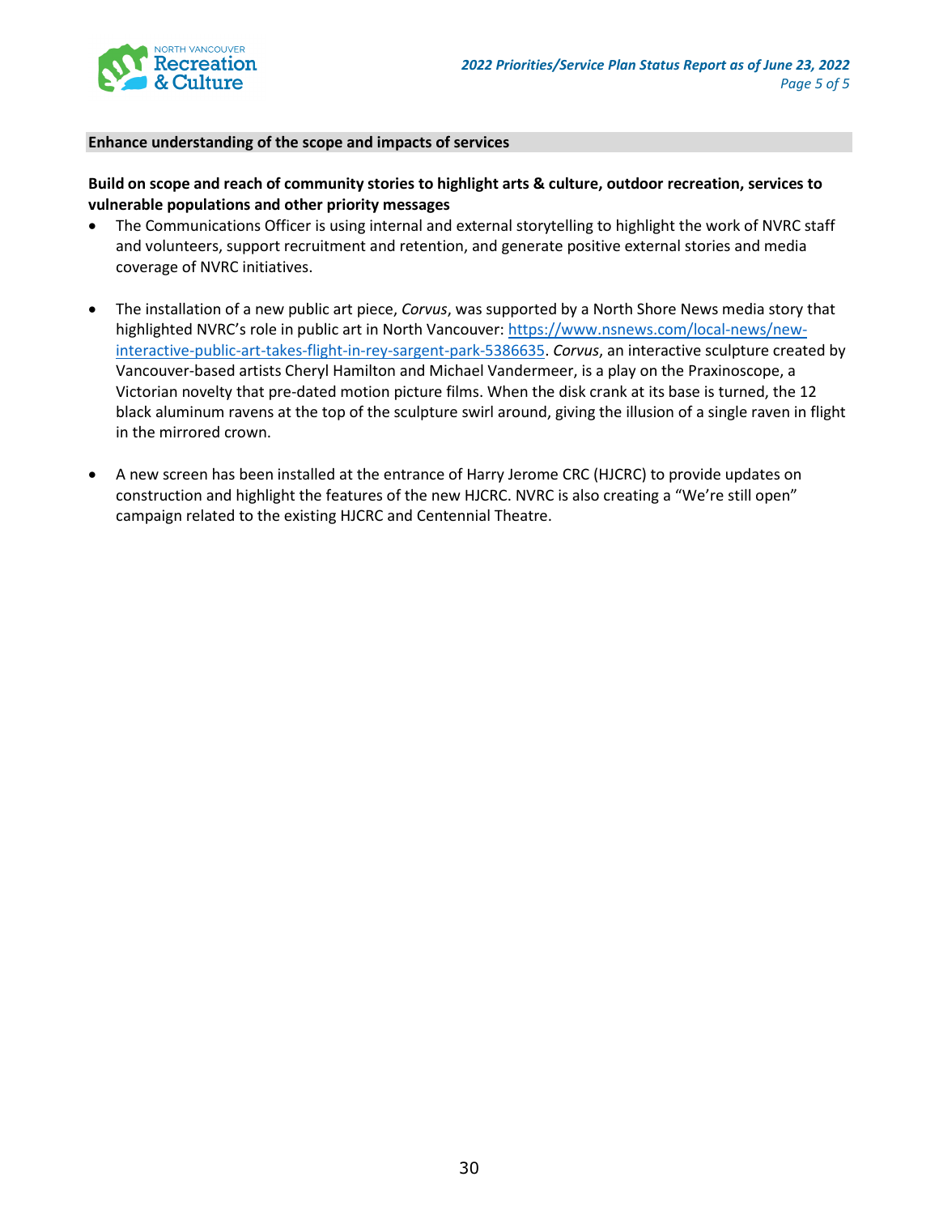## Enhance understanding of the scope and impacts of services

**Build on scope and reach of community stories to highlight arts & culture, outdoor recreation, services to vulnerable populations and other priority messages**

- The Communications Officer is using internal and external storytelling to highlight the work of NVRC staff and volunteers, support recruitment and retention, and generate positive external stories and media coverage of NVRC initiatives.

- The installation of a new public art piece, *Corvus*, was supported by a North Shore News media story that highlighted NVRC's role in public art in North Vancouver: https://www.nsnews.com/local-news/new-interactive-public-art-takes-flight-in-rey-sargent-park-5386635. *Corvus*, an interactive sculpture created by Vancouver-based artists Cheryl Hamilton and Michael Vandermeer, is a play on the Praxinoscope, a Victorian novelty that pre-dated motion picture films. When the disk crank at its base is turned, the 12 black aluminum ravens at the top of the sculpture swirl around, giving the illusion of a single raven in flight in the mirrored crown.

- A new screen has been installed at the entrance of Harry Jerome CRC (HJCRC) to provide updates on construction and highlight the features of the new HJCRC. NVRC is also creating a "We're still open" campaign related to the existing HJCRC and Centennial Theatre.